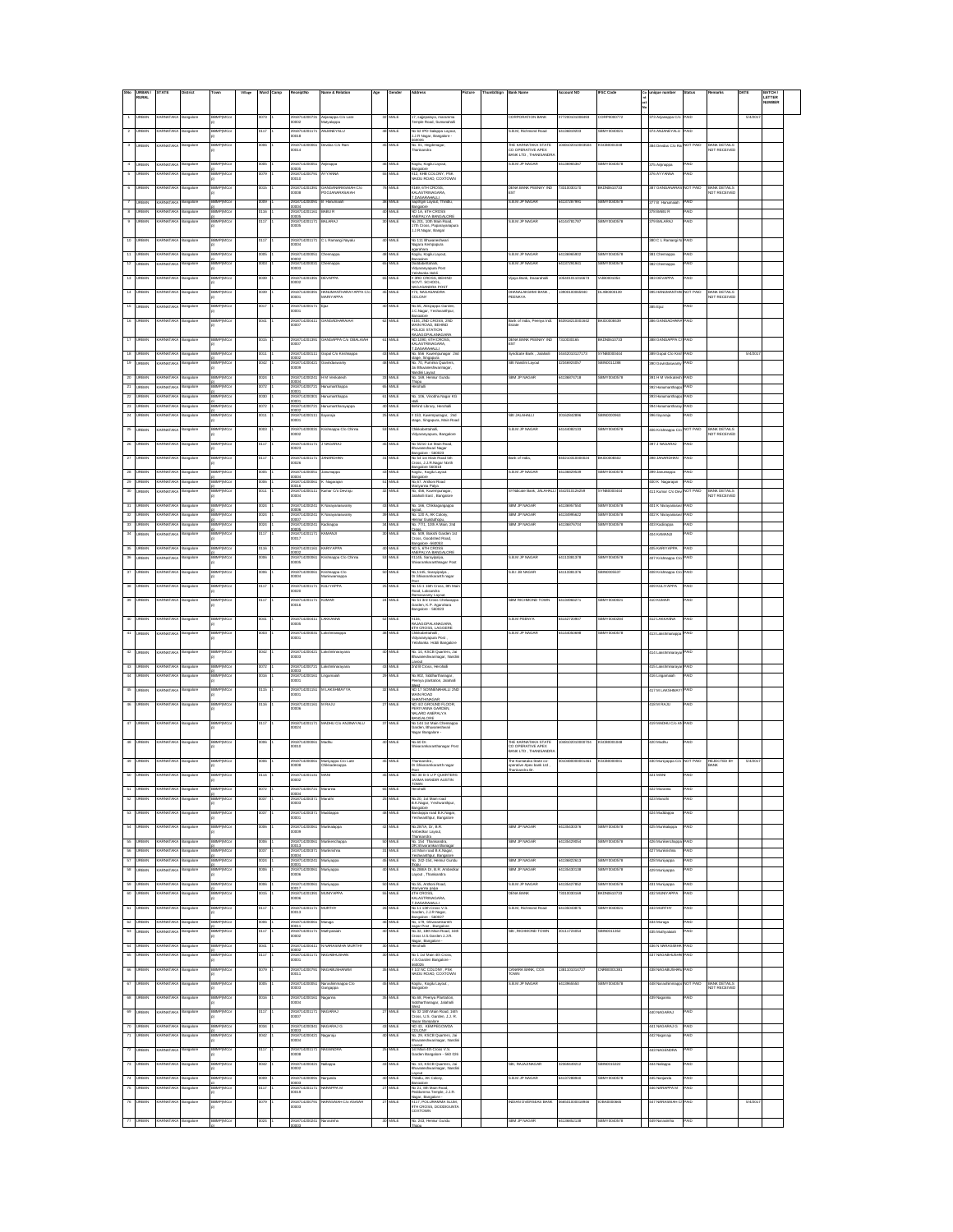| SNo | URBAN / RURAL | STATE | District | Town | Village | Ward | Camp | ReceiptNo | Name & Relation | Age | Gender | Address | Picture | ThumbSign | Bank Name | Account NO | IFSC Code | Cs est No | unique number | Status | Remarks | DATE | BATCH / LETTER NUMBER |
|---|---|---|---|---|---|---|---|---|---|---|---|---|---|---|---|---|---|---|---|---|---|---|---|
| 1 | URBAN | KARNATAKA | Bangalore | BBMP(MCo (r) | | 0074 | 1 | 2N16714200741 00002 | Anjanappa C/o Late Muniappa | 32 | MALE | 17, nagappa, mariamma Temple Road, Sumanahalli | | | CORPORATION BANK | | CORP0000772 | | 374 Anjanappa C/o | PAID | | 5/4/2017 | |
| 2 | URBAN | KARNATAKA | Bangalore | BBMP(MCo (r) | | 0117 | 1 | 2N16714201171 00018 | ANJANEYALU | 38 | MALE | No 42 IPD Salappa Layout, J.J.R Nagar, Bangalore - 560026 | | | S.B.M. Richmond Road | | SBMY0040021 | | 376 ANJANEYALU | PAID | | | |
| 3 | URBAN | KARNATAKA | Bangalore | BBMP(MCo (r) | | 0080 | 1 | 2N16714200801 00010 | Devilas C/o Ram | 40 | MALE | No. 81, Hegdenagar, Thanisandra | | | THE KARNATAKA STATE CO OPERATIVE APEX BANK LTD , THANISANDRA | | KSCB0001048 | | 380 Devilas C/o Ra | NOT PAID | BANK DETAILS NOT RECEIVED | | |
| 4 | URBAN | KARNATAKA | Bangalore | BBMP(MCo (r) | | 0085 | 1 | 2N16714200851 00005 | Anjinappa | 40 | MALE | Kagilu, Kogilu Layout, Bangalore | | | S.B.M JP NAGAR | | SBMY0040678 | | 375 Anjinappa | PAID | | | |
| 5 | URBAN | KARNATAKA | Bangalore | BBMP(MCo (r) | | 0079 | 1 | 2N16714200791 00010 | AYYANNA | 55 | MALE | #12, KHB COLONY, PSK NAIDU ROAD, COXTOWN | | | | | | | 376 AYYANNA | PAID | | | |
| 6 | URBAN | KARNATAKA | Bangalore | BBMP(MCo (r) | | 0015 | 1 | 2N16714201391 00008 | GANGANARASAIAH C/o PSOLUMARANAIAH | 70 | MALE | #188, 6TH CROSS, KALASTRINAGARA, T.DASARAHALLI | | | DENA BANK PEENAY IND EST | | BKDN0610733 | | 387 GANGANARASA | NOT PAID | BANK DETAILS NOT RECEIVED | | |
| 7 | URBAN | KARNATAKA | Bangalore | BBMP(MCo (r) | | 0089 | 1 | 2N16714200891 00004 | B. Hanumaiah | 38 | MALE | Najingiri Layout, Thindlu, Bangalore | | | S.B.M JP NAGAR | | SBMY0040678 | | 377 B. Hanumaiah | PAID | | | |
| 8 | URBAN | KARNATAKA | Bangalore | BBMP(MCo (r) | | 0116 | 1 | 2N16714201161 00005 | BABU R | 33 | MALE | NO 1A, 8TH CROSS ANEPALYA BANGALORE | | | | | | | 378 BABU R | PAID | | | |
| 9 | URBAN | KARNATAKA | Bangalore | BBMP(MCo (r) | | 0117 | 1 | 2N16714201171 00006 | BALARAJ | 30 | MALE | No.201, 10th Main Road, 17th Cross, Papareddypalya J.J.R Nagar, Bangal | | | S.B.M JP NAGAR | | SBMY0040678 | | 379 BALARAJ | PAID | | | |
| 10 | URBAN | KARNATAKA | Bangalore | BBMP(MCo (r) | | 0117 | 1 | 2N16714201171 00024 | C L Ramangi Nayaru | 40 | MALE | No 111 Bhuvaneshwari Nagara Kempapura Agarahara | | | | | | | 380 C L Ramangi N | PAID | | | |
| 11 | URBAN | KARNATAKA | Bangalore | BBMP(MCo (r) | | 0085 | 1 | 2N16714200851 00002 | Chennappa | 48 | MALE | Kagilu, Kogilu Layout, Bangalore | | | S.B.M JP NAGAR | | SBMY0040678 | | 381 Chennappa | PAID | | | |
| 12 | URBAN | KARNATAKA | Bangalore | BBMP(MCo (r) | | 0007 | 1 | 2N16714200831 00003 | Chennappa | 38 | MALE | Chikkabettahalli Vidyaranyapura Post Yelahanka Hobli | | | S.B.M JP NAGAR | | SBMY0040678 | | 382 Chennappa | PAID | | | |
| 13 | URBAN | KARNATAKA | Bangalore | BBMP(MCo (r) | | 0039 | 1 | 2N16714200391 00003 | DEVAPPA | 66 | MALE | # 3RD CROSS, BEHIND GOVT. SCHOOL, NAGAVARA | | | Vijaya Bank, Dasarahalli | | VIJB0001050 | | 383 DEVAPPA | PAID | | | |
| 14 | URBAN | KARNATAKA | Bangalore | BBMP(MCo (r) | | 0039 | 1 | 2N16714200391 00004 | HANUMANTHARAYAPPA C/o MARIYAPPA | 45 | MALE | #73, NAGASANDRA POST COLONY | | | DHANALAKSHMI BANK , PEENAYA | | DLXB0000139 | | 385 HANUMANTHA | NOT PAID | BANK DETAILS NOT RECEIVED | | |
| 15 | URBAN | KARNATAKA | Bangalore | BBMP(MCo (r) | | 0017 | 1 | 2N16714200171 00021 | Ejaz | 40 | MALE | No.65, Ahiyappa Garden, JC Nagar, Yeshwanthpur, Bangalore | | | | | | | 385 Ejaz | PAID | | | |
| 16 | URBAN | KARNATAKA | Bangalore | BBMP(MCo (r) | | 0041 | 1 | 2N16714200411 00007 | GANGADHARAIAH | 42 | MALE | #104, 2ND CROSS, 2ND MAIN ROAD, BEHIND POLICE STATION RAJAGOPALANAGARA | | | Bank of India, Peenya Ind. Estate | | BKID0008428 | | 386 GANGADHARA | PAID | | | |
| 17 | URBAN | KARNATAKA | Bangalore | BBMP(MCo (r) | | 0015 | 1 | 2N16714201391 00007 | GANGAPPA C/o DIMALAIAH | 61 | MALE | NO 1095, 6TH CROSS, KALASTRINAGARA, T.DASARAHALLI | | | DENA BANK PEENAY IND EST | | BKDN0610733 | | 388 GANGAPPA C | PAID | | | |
| 18 | URBAN | KARNATAKA | Bangalore | BBMP(MCo (r) | | 0011 | 1 | 2N16714200111 00002 | Gopal C/o Krishnappa | 43 | MALE | No. 9kk Kuvempunagar 2nd stage, Singapura | | | Syndicate Bank , Jalahalli | | SYNB0000444 | | 389 Gopal C/o Kris | PAID | | 5/4/2017 | |
| 19 | URBAN | KARNATAKA | Bangalore | BBMP(MCo (r) | | 0042 | 1 | 2N16714200421 00008 | Govindaswamy | 48 | MALE | No. 70, Pannina Quarters, Jai Bhuvaneshwarinagar, Nandini Layout | | | SBI Nandini Layout | | SBIN0011298 | | 390 Govindaswamy | PAID | | | |
| 20 | URBAN | KARNATAKA | Bangalore | BBMP(MCo (r) | | 0026 | 1 | 2N16714200261 00004 | H M Venkatesh | 33 | MALE | No. 348, Hennur Gundu Thopu | | | SBM JP NAGAR | | SBMY0040678 | | 391 H M Venkatesh | PAID | | | |
| 21 | URBAN | KARNATAKA | Bangalore | BBMP(MCo (r) | | 0072 | 1 | 2N16714200721 00007 | Hanumanthappa | 65 | MALE | Herohalli | | | | | | | 392 Hanumanthapp | PAID | | | |
| 22 | URBAN | KARNATAKA | Bangalore | BBMP(MCo (r) | | 0030 | 1 | 2N16714200301 00001 | Hanumanthappa | 61 | MALE | No. 106, Vinobha Nagar KG Halli | | | | | | | 393 Hanumanthapp | PAID | | | |
| 23 | URBAN | KARNATAKA | Bangalore | BBMP(MCo (r) | | 0072 | 1 | 2N16714200721 00002 | Hanumanthurayappa | 60 | MALE | Behind Library, Herohalli | | | | | | | 394 Hanumanthuray | PAID | | | |
| 24 | URBAN | KARNATAKA | Bangalore | BBMP(MCo (r) | | 0011 | 1 | 2N16714200111 00005 | Iliyaraja | 25 | MALE | # 163, Kuvempunagar, 2nd stage, Singapura, Main Road | | | SBI JALAHALLI | | SBIN0000960 | | 395 Iliyaraja | PAID | | | |
| 25 | URBAN | KARNATAKA | Bangalore | BBMP(MCo (r) | | 0083 | 1 | 2N16714200831 00001 | Krishnappa C/o Chinna | 50 | MALE | Chikkabettahalli, Vidyaranyapura, Bangalore | | | S.B.M JP NAGAR | | SBMY0040678 | | 400 Krishnappa C/o | NOT PAID | BANK DETAILS NOT RECEIVED | | |
| 26 | URBAN | KARNATAKA | Bangalore | BBMP(MCo (r) | | 0117 | 1 | 2N16714201171 00023 | J NAGARAJ | 40 | MALE | No 85/10 1st Main Road, Bhuvaneshwari Nagar Bangalore - 560023 | | | | | | | 397 J NAGARAJ | PAID | | | |
| 27 | URBAN | KARNATAKA | Bangalore | BBMP(MCo (r) | | 0117 | 1 | 2N16714201171 00026 | JANARDHAN | 31 | MALE | No 54 1st Main Road 5th Cross, J.J.R Nagar North Bangalore 560018 | | | Bank of India, | | BKID0008482 | | 398 JANARDHAN | PAID | | | |
| 28 | URBAN | KARNATAKA | Bangalore | BBMP(MCo (r) | | 0085 | 1 | 2N16714200851 00003 | Jowurnappa | 43 | MALE | Kagilu , Kogilu Layout, Bangalore | | | S.B.M JP NAGAR | | SBMY0040678 | | 399 Jowurnappa | PAID | | | |
| 29 | URBAN | KARNATAKA | Bangalore | BBMP(MCo (r) | | 0086 | 1 | 2N16714200861 00018 | K. Nagarajan | 51 | MALE | No.87, Anthoni Road, Mariyanna Palya | | | | | | | 400 K. Nagarajan | PAID | | | |
| 30 | URBAN | KARNATAKA | Bangalore | BBMP(MCo (r) | | 0011 | 1 | 2N16714200111 00003 | Kumar C/o Devraju | 32 | MALE | No. 8kk, Kuvempunagar, Jalahalli East , Bangalore | | | SYNdicate Bank, JALAHALLI | | SYNB0000444 | | 411 Kumar C/o Dev | NOT PAID | BANK DETAILS NOT RECEIVED | | |
| 31 | URBAN | KARNATAKA | Bangalore | BBMP(MCo (r) | | 0026 | 1 | 2N16714200261 00006 | K.Narayanaswamy | 40 | MALE | No. 348, Chikkegangappa layout | | | SBM JP NAGAR | | SBMY0040678 | | 401 K. Narayanasw | PAID | | | |
| 32 | URBAN | KARNATAKA | Bangalore | BBMP(MCo (r) | | 0026 | 1 | 2N16714200261 00007 | K.Narayanaswamy | 38 | MALE | No. 120 A, AK Colony, Hennur Gundu thopu | | | SBM JP NAGAR | | SBMY0040678 | | 402 K. Narayanasw | PAID | | | |
| 33 | URBAN | KARNATAKA | Bangalore | BBMP(MCo (r) | | 0026 | 1 | 2N16714200261 00002 | Kadirappa | 34 | MALE | No. 7/71, 10th A Main, 2nd Cross | | | SBM JP NAGAR | | SBMY0040678 | | 403 Kadirappa | PAID | | | |
| 34 | URBAN | KARNATAKA | Bangalore | BBMP(MCo (r) | | 0117 | 1 | 2N16714201171 00017 | KAMANJI | 30 | MALE | No. 608, Maruthi Garden 1st Cross, Goodshed Road, Bangalore - 560053 | | | | | | | 404 KAMANJI | PAID | | | |
| 35 | URBAN | KARNATAKA | Bangalore | BBMP(MCo (r) | | 0116 | 1 | 2N16714201161 00002 | KARIYAPPA | 40 | MALE | NO 5, 8TH CROSS ANEPALYA BANGALORE | | | | | | | 405 KARIYAPPA | PAID | | | |
| 36 | URBAN | KARNATAKA | Bangalore | BBMP(MCo (r) | | 0093 | 1 | 2N16714200931 00001 | Krishnappa C/o Chinna | 50 | MALE | # 1/16, Narayanapura, Shivarudraswamynagar Post | | | | | SBMY0040678 | | 407 Krishnappa C/o | PAID | | | |
| 37 | URBAN | KARNATAKA | Bangalore | BBMP(MCo (r) | | 0080 | 1 | 2N16714200801 00004 | Krishnappa C/o Hanuvamappa | 50 | MALE | No.11/6, Narayapura, Dr.Shivarudraswamynagar Post | | | S.B.I JM NAGAR | | SBIN0005637 | | 408 Krishnappa C/o | PAID | | | |
| 38 | URBAN | KARNATAKA | Bangalore | BBMP(MCo (r) | | 0117 | 1 | 2N16714201171 00020 | KULIYAPPA | 25 | MALE | No 19/1 18th Cross, 8th Main Road, Laksandra Ramaswamy Layout | | | | | | | 409 KULIYAPPA | PAID | | | |
| 39 | URBAN | KARNATAKA | Bangalore | BBMP(MCo (r) | | 0117 | 1 | 2N16714201171 00016 | KUMAR | 24 | MALE | No 51 3rd Cross, Chelwappa Garden, K.P. Agrahara Bangalore - 560023 | | | SBM RICHMOND TOWN | | SBMY0040021 | | 410 KUMAR | PAID | | | |
| 40 | URBAN | KARNATAKA | Bangalore | BBMP(MCo (r) | | 0041 | 1 | 2N16714200411 00005 | LAKKANNA | 52 | MALE | #134, RAJAGOPALANAGARA, 6TH CROSS, LAGGERE | | | S.B.M PEENYA | | SBMY0040264 | | 412 LAKKANNA | PAID | | | |
| 41 | URBAN | KARNATAKA | Bangalore | BBMP(MCo (r) | | 0083 | 1 | 2N16714200831 00001 | Lakshmanappa | 38 | MALE | Chikkabettahalli Vidyaranyapura Post Yelahanka Hobli Bangalore | | | S.B.M JP NAGAR | | SBMY0040678 | | 413 Lakshmanapp | PAID | | | |
| 42 | URBAN | KARNATAKA | Bangalore | BBMP(MCo (r) | | 0042 | 1 | 2N16714200421 00003 | Lakshminarayana | 40 | MALE | No. 14, KSCB Quarters, Jai Bhuvaneshwarinagar, Nandini Layout | | | | | | | 414 Lakshminaraya | PAID | | | |
| 43 | URBAN | KARNATAKA | Bangalore | BBMP(MCo (r) | | 0072 | 1 | 2N16714200721 00003 | Lakshminarayana | 33 | MALE | 2nd A Cross, Herohalli | | | | | | | 415 Lakshminaraya | PAID | | | |
| 44 | URBAN | KARNATAKA | Bangalore | BBMP(MCo (r) | | 0026 | 1 | 2N16714200261 00001 | Lingamaiah | 29 | MALE | No.802, Siddharthanagar, Peenya plantation, Jalahalli West | | | | | | | 416 Lingamaiah | PAID | | | |
| 45 | URBAN | KARNATAKA | Bangalore | BBMP(MCo (r) | | 0126 | 1 | 2N16714201261 00001 | M LAKSHMAYYA | 32 | MALE | NO 17 SONNENAHALLI 2ND MAIN ROAD SHANTHINAGAR | | | | | | | 417 M LAKSHMAY | PAID | | | |
| 46 | URBAN | KARNATAKA | Bangalore | BBMP(MCo (r) | | 0116 | 1 | 2N16714201161 00006 | M RAJU | 27 | MALE | NO 8/2 GROUND FLOOR, PERIYANNA GARDEN, NALAND ANEPALYA BANGALORE | | | | | | | 418 M RAJU | PAID | | | |
| 47 | URBAN | KARNATAKA | Bangalore | BBMP(MCo (r) | | 0117 | 1 | 2N16714201171 00024 | MADHU C/o ANJINAYALU | 37 | MALE | No 143 1st Main Chennappa Garden, Bhuvaneshwari Nagar Bangalore - | | | | | | | 419 MADHU C/o AN | PAID | | | |
| 48 | URBAN | KARNATAKA | Bangalore | BBMP(MCo (r) | | 0080 | 1 | 2N16714200801 00010 | Madhu | 40 | MALE | No.60 Dr. Shivarudraswamynagar Post | | | THE KARNATAKA STATE CO OPERATIVE APEX BANK LTD , THANISANDRA | | KSCB0001048 | | 420 Madhu | PAID | | | |
| 49 | URBAN | KARNATAKA | Bangalore | BBMP(MCo (r) | | 0080 | 1 | 2N16714200801 00008 | Mariyappa C/o Late Chikkadasappa | 45 | MALE | Thanisandra, Dr.Shivarudraswamynagar Post | | | The Karnataka State co-operative Apex bank Ltd. Thanisandra Br. | | KSCB0000001 | | 420 Mariyappa C/o | NOT PAID | REJECTED BY BANK | 5/4/2017 | |
| 50 | URBAN | KARNATAKA | Bangalore | BBMP(MCo (r) | | 0114 | 1 | 2N16714201141 00002 | MANI | 38 | MALE | NO 30 B S U P QUARTERS JANMA MANDIR AUSTIN TOWN | | | | | | | 421 MANI | PAID | | | |
| 51 | URBAN | KARNATAKA | Bangalore | BBMP(MCo (r) | | 0072 | 1 | 2N16714200721 00003 | Maramma | 40 | MALE | Herohalli | | | | | | | 422 Maramma | PAID | | | |
| 52 | URBAN | KARNATAKA | Bangalore | BBMP(MCo (r) | | 0037 | 1 | 2N16714200371 00003 | Maruthi | 25 | MALE | No.20, 1st Main road B.K.Nagar, Yeshwanthpur, Bangalore | | | | | | | 423 Maruthi | PAID | | | |
| 53 | URBAN | KARNATAKA | Bangalore | BBMP(MCo (r) | | 0037 | 1 | 2N16714200371 00001 | Muddappa | 68 | MALE | Beedappa road B.K.Nagar, Yeshwanthpur, Bangalore | | | | | | | 424 Muddappa | PAID | | | |
| 54 | URBAN | KARNATAKA | Bangalore | BBMP(MCo (r) | | 0085 | 1 | 2N16714200851 00009 | Munikalappa | 42 | MALE | No.297/A, Dr. B.R. Ambedkar Layout, Thanisandra | | | SBM JP NAGAR | | SBMY0040678 | | 425 Munikalappa | PAID | | | |
| 55 | URBAN | KARNATAKA | Bangalore | BBMP(MCo (r) | | 0086 | 1 | 2N16714200861 00012 | Munivenchappa | 50 | MALE | No. 154, Thanisandra, DR.Shivaramswamynagar Layout | | | SBM JP NAGAR | | SBMY0040678 | | 426 Munivenchapp | PAID | | | |
| 56 | URBAN | KARNATAKA | Bangalore | BBMP(MCo (r) | | 0037 | 1 | 2N16714200371 00004 | Munikrishna | 31 | MALE | 1st Main road B.K.Nagar, Yeshwanthpur, Bangalore | | | | | | | 427 Munikrishna | PAID | | | |
| 57 | URBAN | KARNATAKA | Bangalore | BBMP(MCo (r) | | 0026 | 1 | 2N16714200261 00002 | Muniyappa | 35 | MALE | No. 242-2M, Hennur Gundu thopu | | | SBM JP NAGAR | | SBMY0040678 | | 428 Muniyappa | PAID | | | |
| 58 | URBAN | KARNATAKA | Bangalore | BBMP(MCo (r) | | 0085 | 1 | 2N16714200851 00006 | Muniyappa | 42 | MALE | No.298A Dr. B.R. Ambedkar Layout , Thanisandra | | | S.B.M JP NAGAR | | SBMY0040678 | | 429 Muniyappa | PAID | | | |
| 59 | URBAN | KARNATAKA | Bangalore | BBMP(MCo (r) | | 0086 | 1 | 2N16714200861 00017 | Muniyappa | 50 | MALE | No.96, Anthoni Road, Mariyanna palya | | | S.B.M JP NAGAR | | SBMY0040678 | | 431 Muniyappa | PAID | | | |
| 60 | URBAN | KARNATAKA | Bangalore | BBMP(MCo (r) | | 0015 | 1 | 2N16714201391 00006 | MUNIYAPPA | 58 | MALE | 6TH CROSS KALASTRINAGARA, T.DASARAHALLI | | | DENA BANK | | BKDN0610733 | | 432 MUNIYAPPA | PAID | | | |
| 61 | URBAN | KARNATAKA | Bangalore | BBMP(MCo (r) | | 0117 | 1 | 2N16714201171 00013 | MURTHY | 28 | MALE | No 11 12th Cross V.S. Garden, J.J.R Nagar, Bangalore - 560027 | | | S.B.M. Richmond Road | | SBMY0040021 | | 433 MURTHY | PAID | | | |
| 62 | URBAN | KARNATAKA | Bangalore | BBMP(MCo (r) | | 0086 | 1 | 2N16714200861 00011 | Muruga | 48 | MALE | No. 178, Shivaramkanth Nagar Post , Bangalore | | | | | | | 434 Muruga | PAID | | | |
| 63 | URBAN | KARNATAKA | Bangalore | BBMP(MCo (r) | | 0117 | 1 | 2N16714201171 00002 | Muthyalaiah | 38 | MALE | No 32, 10th Main Road, 16th Cross U.S.Garden J.J.R Nagar , Bangalore - | | | SBI , RICHMOND TOWN | | SBIN0001353 | | 435 Muthyalaiah | PAID | | | |
| 64 | URBAN | KARNATAKA | Bangalore | BBMP(MCo (r) | | 0041 | 1 | 2N16714200411 00004 | N NARASIMHA MURTHY | 30 | MALE | Herohalli | | | | | | | 436 N NARASIMHA | PAID | | | |
| 65 | URBAN | KARNATAKA | Bangalore | BBMP(MCo (r) | | 0117 | 1 | 2N16714201171 00001 | NAGABHUSHAN | 30 | MALE | No 1 1st Main 4th Cross, V.S.Garden Bangalore - 560026 | | | | | | | 437 NAGABHUSHA | PAID | | | |
| 66 | URBAN | KARNATAKA | Bangalore | BBMP(MCo (r) | | 0079 | 1 | 2N16714200791 00011 | NAGABHUSHANAM | 35 | MALE | # 10 NC COLONY , PSK NAIDU ROAD, COXTOWN | | | CANARA BANK, COX TOWN | | CNRB0001391 | | 438 NAGABUSHAN | PAID | | | |
| 67 | URBAN | KARNATAKA | Bangalore | BBMP(MCo (r) | | 0085 | 1 | 2N16714200851 00008 | Narasimhnnappa C/o Gangappa | 45 | MALE | Kagilu , Kogilu Layout, Bangalore | | | S.B.M JP NAGAR | | SBMY0040678 | | 440 Narasimhnnap | NOT PAID | BANK DETAILS NOT RECEIVED | | |
| 68 | URBAN | KARNATAKA | Bangalore | BBMP(MCo (r) | | 0026 | 1 | 2N16714200261 00004 | Nagaraju | 35 | MALE | No.66, Peenya Plantation, Siddharthanagar, Jalahalli West | | | | | | | 439 Nagaraju | PAID | | | |
| 69 | URBAN | KARNATAKA | Bangalore | BBMP(MCo (r) | | 0117 | 1 | 2N16714201171 00007 | NAGARAJ | 27 | MALE | No 32 10th Main Road, 16th Cross, U.S. Garden, J.J. R. Nagar Bangalore - | | | | | | | 440 NAGARAJ | PAID | | | |
| 70 | URBAN | KARNATAKA | Bangalore | BBMP(MCo (r) | | 0026 | 1 | 2N16714200261 00005 | NAGARAJ G | 40 | MALE | NO 42, KEMPEGOWDA COLONY | | | | | | | 441 NAGARAJ G | PAID | | | |
| 71 | URBAN | KARNATAKA | Bangalore | BBMP(MCo (r) | | 0042 | 1 | 2N16714200421 00001 | Nagaraju | 40 | MALE | No. 25, KSCB Quarters, Jai Bhuvaneshwarinagar, Nandini Layout | | | | | | | 442 Nagaraju | PAID | | | |
| 72 | URBAN | KARNATAKA | Bangalore | BBMP(MCo (r) | | 0117 | 1 | 2N16714201171 00008 | NAGENDRA | 29 | MALE | 1st Main 4th Cross V.S. Garden Bangalore - 560 026 | | | | | | | 443 NAGENDRA | PAID | | | |
| 73 | URBAN | KARNATAKA | Bangalore | BBMP(MCo (r) | | 0042 | 1 | 2N16714200421 00002 | Nallappa | 43 | MALE | No. 13, KSCB Quarters, Jai Bhuvaneshwarinagar, Nandini Layout | | | SBI, RAJAJINAGAR | | SBIN0016022 | | 444 Nallappa | PAID | | | |
| 74 | URBAN | KARNATAKA | Bangalore | BBMP(MCo (r) | | 0089 | 1 | 2N16714200891 00002 | Narayanappa | 45 | MALE | Thindlu, AK Colony, Bangalore | | | S.B.M JP NAGAR | | SBMY0040678 | | 445 Narayanappa | PAID | | | |
| 75 | URBAN | KARNATAKA | Bangalore | BBMP(MCo (r) | | 0117 | 1 | 2N16714201171 00019 | NARAPPA M | 27 | MALE | No 21, 6th Main Road, Pedamma Temple, J.J.R Nagar, Bangalore - | | | | | | | 446 NARAPPA M | PAID | | | |
| 76 | URBAN | KARNATAKA | Bangalore | BBMP(MCo (r) | | 0079 | 1 | 2N16714200791 00003 | NARASAIAH C/o ASAIAH | 27 | MALE | #117, POLLAMMA SLUM, 9TH CROSS, DODDIGUNTA COXTOWN | | | INDIAN OVERSEAS BANK | | IOBA0000868 | | 447 NARASAIAH C/ | PAID | | 5/4/2017 | |
| 77 | URBAN | KARNATAKA | Bangalore | BBMP(MCo (r) | | 0026 | 1 | 2N16714200261 00003 | Narasimha | 20 | MALE | No. 243, Hennur Gundu Thopu | | | SBM JP NAGAR | | SBMY0040678 | | 448 Narasimha | PAID | | | |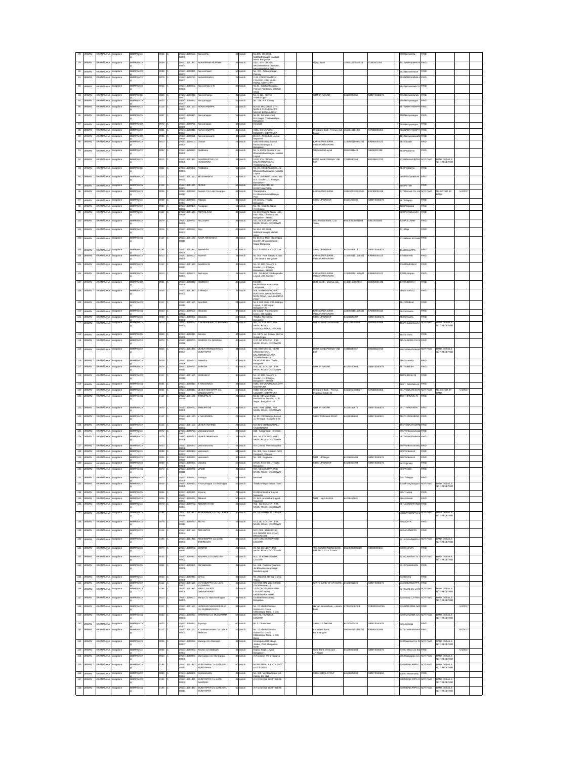| 78 | URBAN | KARNATAKA | Bangalore | BBMP(NCU) | 0016 | 1 | 29107161050 00005 | Narasimha | 28 | MALE | No.935, 4th Block, Siddharthanagar, Jalahalli West, Bangalore | | | | | | 550 Narasimha | PAID | | |
|---|---|---|---|---|---|---|---|---|---|---|---|---|---|---|---|---|---|---|---|---|
| 79 | URBAN | KARNATAKA | Bangalore | BBMP(NCU) | 0089 | 1 | 29107161091 00001 | NARASIMHA MURTHY | 45 | MALE | 8/21, 6TH CROSS, NAGAVANDRA COLONY, NAGASANDRA POST | | Vijaya Bank | 106401011016624 | VIJB0001064 | | 551 NARASIMHA M | PAID | | |
| 80 | URBAN | KARNATAKA | Bangalore | BBMP(NCU) | 0086 | 1 | 29107161086 00002 | Narasimhaiah | 50 | MALE | No. 371, Ashrayanagar, Peenya | | | | | | 552 Narasimhaiah | PAID | | |
| 81 | URBAN | KARNATAKA | Bangalore | BBMP(NCU) | 0079 | 1 | 29107161079 00001 | NARASIMHALU | 26 | MALE | F-10, CORPORATION COLONY, PSK NAIDU ROAD, COXTOWN | | | | | | 553 NARASIMHALU | PAID | | |
| 82 | URBAN | KARNATAKA | Bangalore | BBMP(NCU) | 0016 | 1 | 29107161016 00003 | Narasimhalu V N | 36 | MALE | No.61, Siddharthanagar, Peenya Plantation, Jalahalli West | | | | | | 554 Narasimhalu V | PAID | | |
| 83 | URBAN | KARNATAKA | Bangalore | BBMP(NCU) | 0026 | 1 | 29107161026 00001 | Narasimharaju | 45 | MALE | No. 8-001, Hennur Gundu thopu | | SBM JP NAGAR | 64108990862 | SBMY0040578 | | 555 Narasimharaju | PAID | | |
| 84 | URBAN | KARNATAKA | Bangalore | BBMP(NCU) | 0022 | 1 | 29107161022 00002 | Narayanappa | 51 | MALE | No. 116, A.K.Colony | | | | | | 556 Narayanappa | PAID | | |
| 85 | URBAN | KARNATAKA | Bangalore | BBMP(NCU) | 0116 | 1 | 29107161116 00001 | NARAYANAPPA | 60 | MALE | NO.64, 3RD CROSS 4TH MAIN M CHANDRAPPA NAGAR BANGALORE | | | | | | 557 NARAYANAPPA | PAID | | |
| 86 | URBAN | KARNATAKA | Bangalore | BBMP(NCU) | 0037 | 1 | 29107161037 00002 | Narayanappa | 55 | MALE | No.18, 1st Main road B.K.Nagar, Yeshwanthpur, Bangalore | | | | | | 558 Narayanappa | PAID | | |
| 87 | URBAN | KARNATAKA | Bangalore | BBMP(NCU) | 0072 | 1 | 29107161072 00005 | Narayanappa | 43 | MALE | Hennhalli | | | | | | 559 Narayanappa | PAID | | |
| 88 | URBAN | KARNATAKA | Bangalore | BBMP(NCU) | 0041 | 1 | 29107161041 00008 | NARAYANAPPA | 45 | MALE | 9186, SHIVAPURA COLONY, SHIVAPURA | | Syndicate Bank, Peenya Indl Estate | 04412010101891 | SYNB0000456 | | 560 NARAYANAPPA | PAID | | |
| 89 | URBAN | KARNATAKA | Bangalore | BBMP(NCU) | 0086 | 1 | 29107161086 00010 | Narayanaswamy | 33 | MALE | Dr.B.R. Ambedkar Layout, Nagavara | | | | | | 561 Narayanaswamy | PAID | | |
| 90 | URBAN | KARNATAKA | Bangalore | BBMP(NCU) | 0010 | 1 | 29107161010 00004 | Obaiah | 26 | MALE | Valmikinidhinagar Layout, Ramachandrapura Bangalore | | KARNATAKA BANK VIDYARANYAPURA | 1732500100863201 | KARB0000123 | | 562 Obaiah | PAID | | |
| 91 | URBAN | KARNATAKA | Bangalore | BBMP(NCU) | 0042 | 1 | 29107161042 00006 | Peddanna | 45 | MALE | No. 5, KSCB Quarters, Jai Bhuvaneshwarinagar, Nandini Layout | | SBI Nandini Layout | 20229381446 | SBIN0011289 | | 563 Peddanna | PAID | | |
| 92 | URBAN | KARNATAKA | Bangalore | BBMP(NCU) | 0015 | 1 | 29107161015 00005 | RAMAMURTHY C/o HANUMAIAH | 39 | MALE | 9186, 5TH CROSS, KALANTRINAGARA, T.DASARAHALLI | | DENA BANK PEENAY IND EST | 73010030168 | BKDN0510733 | | 572 RAMAMURTHY | NOT PAID | BANK DETAILS NOT RECEIVED | |
| 93 | URBAN | KARNATAKA | Bangalore | BBMP(NCU) | 0042 | 1 | 29107161042 00001 | Peddanna | 55 | MALE | No. 25, KSCB Quarters, Jai Bhuvaneshwarinagar, Nandini Layout | | | | | | 564 Peddanna | PAID | | |
| 94 | URBAN | KARNATAKA | Bangalore | BBMP(NCU) | 0117 | 1 | 29107161117 00022 | PEDDANNA M | 35 | MALE | No 32 10th Main, 16th Cross V.S. Garden, J.J.R Nagar, Bangalore | | | | | | 565 PEDDANNA M | PAID | | |
| 95 | URBAN | KARNATAKA | Bangalore | BBMP(NCU) | 0116 | 1 | 29107161116 00003 | PETER | 57 | MALE | NO 12 5TH CROSS SONTHAMPURA | | | | | | 566 PETER | PAID | | |
| 96 | URBAN | KARNATAKA | Bangalore | BBMP(NCU) | 0086 | 1 | 29107161086 00012 | Raman C/o Late Dasappa | 52 | MALE | Thanisandra Dr.SRavanaswamNagar Post | | KARNATAKA BANK | 1060010010020626 | KSCB0001048 | | 577 Ramaih C/o Late | NOT PAID | REJECTED BY BANK | 5/4/2017 |
| 97 | URBAN | KARNATAKA | Bangalore | BBMP(NCU) | 0089 | 1 | 29107161089 00007 | Pillappa | 35 | MALE | AK Colony, Thindlu, Bangalore | | S.B.M JP NAGAR | 64107264005 | SBMY0040578 | | 567 Pillappa | PAID | | |
| 98 | URBAN | KARNATAKA | Bangalore | BBMP(NCU) | 0080 | 1 | 29107161080 00002 | Poojappa | 32 | MALE | No. 89, Vinobha Nagar, A.K.Colony | | | | | | 568 Poojappa | PAID | | |
| 99 | URBAN | KARNATAKA | Bangalore | BBMP(NCU) | 0117 | 1 | 29107161117 00028 | POTHALAIAH | 30 | MALE | No 210 Vinobha Nagar Huts, East Side, Chamrajpet, Bangalore - 560027 | | | | | | 569 POTHALAIAH | PAID | | |
| 100 | URBAN | KARNATAKA | Bangalore | BBMP(NCU) | 0079 | 1 | 29107161079 00003 | PULLAIAH | 45 | MALE | F37, NC COLONY, PSK NAIDU ROAD, COXTOWN | | South Indian Bank, Cox Town | 656053000001589 | SIBL0000655 | | 570 PULLAIAH | PAID | | |
| 101 | URBAN | KARNATAKA | Bangalore | BBMP(NCU) | 0016 | 1 | 29107161016 00002 | Raju | 40 | MALE | No.954, 4th Block, Siddharthanagar jalahalli West | | | | | | 571 Raju | PAID | | |
| 102 | URBAN | KARNATAKA | Bangalore | BBMP(NCU) | 0117 | 1 | 29107161117 00010 | RAMA KRISHNA D | 34 | MALE | No 143 1st Main Chinnappa Garden, Bhuvaneshwari Nagar Bangalore | | | | | | 572 RAMA KRISHN | PAID | | |
| 103 | URBAN | KARNATAKA | Bangalore | BBMP(NCU) | 0184 | 1 | 29107161184 00005 | RAMAPPA | 60 | MALE | GOTTIGERE A.K COLONY | | S.B.M JP NAGAR | 64108993613 | SBMY0040578 | | 574 RAMAPPA | PAID | | |
| 104 | URBAN | KARNATAKA | Bangalore | BBMP(NCU) | 0010 | 1 | 29107161010 00006 | Ramesh | 26 | MALE | No.166, Plele Swamy Cross, DB Sandra, Bangalore | | KARNATAKA BANK, VIDYARANYAPURA | 1232500101126001 | KARB0000123 | | 575 Ramesh | PAID | | |
| 105 | URBAN | KARNATAKA | Bangalore | BBMP(NCU) | 0117 | 1 | 29107161117 00011 | RAMESH N | 35 | MALE | No. 10 13th Cross V.S. Garden, J.J.R Nagar, Bangalore - 560027 | | | | | | 576 RAMESH N | PAID | | |
| 106 | URBAN | KARNATAKA | Bangalore | BBMP(NCU) | 0010 | 1 | 29107161010 00005 | Rudrappa | 48 | MALE | 104 . SB Block Venkagondla Layout DB Sandra | | KARNATAKA BANK, VIDYARANYAPURA | 1232500101128601 | KARB0000123 | | 578 Rudrappa | PAID | | |
| 107 | URBAN | KARNATAKA | Bangalore | BBMP(NCU) | 0041 | 1 | 29107161041 00006 | RUDRESH | 45 | MALE | NO.247, RAJAGOPALANAGARA, LAGGERE | | UCO BANK, peenya indu | 1136011005/7164 | UCBA0001136 | | 579 RUDRESH | PAID | | |
| 108 | URBAN | KARNATAKA | Bangalore | BBMP(NCU) | 0089 | 1 | 29107161089 00003 | S MANJU | 31 | MALE | 9/B, MAHADEVACHAR BUILDING, NAGASANDRA MAIN ROAD, NAGASANDRA POST | | | | | | 580 S MANJU | PAID | | |
| 109 | URBAN | KARNATAKA | Bangalore | BBMP(NCU) | 0117 | 1 | 29107161117 00014 | SAMBHA | 24 | MALE | No 8 24th Main IPD Salappa Layout, J.J.R Nagar, Bangalore-26 | | | | | | 581 SAMBHA | PAID | | |
| 110 | URBAN | KARNATAKA | Bangalore | BBMP(NCU) | 0010 | 1 | 29107161010 00002 | Sheenina | 47 | MALE | Ak Colony, Plele Swamy Cross, DB Sandra | | KARNATAKA BANK, VIDYARANYAPURA | 1232500101126401 | KARB0000123 | | 582 Shivanna | PAID | | |
| 111 | URBAN | KARNATAKA | Bangalore | BBMP(NCU) | 0089 | 1 | 29107161089 00008 | Shivanna | 60 | MALE | Thindlu, AK Colony, Bangalore | | S.B.M JP NAGAR | 64108826797 | SBMY0040578 | | 583 Shivanna | PAID | | |
| 112 | URBAN | KARNATAKA | Bangalore | BBMP(NCU) | 0079 | 1 | 29107161079 00004 | V SUNDRAM C/O VENKAIAH | 28 | MALE | Hb2, NC COLONY, PSK NAIDU ROAD, DODDIGUNTA COXTOWN | | Andhra Bank Cantonment | 052010100049028 | ANDB0000599 | | 583 V SUNDRAAM | NOT PAID | BANK DETAILS NOT RECEIVED | |
| 113 | URBAN | KARNATAKA | Bangalore | BBMP(NCU) | 0026 | 1 | 29107161026 00006 | Srinidha | 47 | MALE | No. 82/76, AK Colony, Hennur Gunda thopu | | | | | | 584 Srinivas | PAID | | |
| 114 | URBAN | KARNATAKA | Bangalore | BBMP(NCU) | 0079 | 1 | 29107161079 00018 | SUNDRA C/o NAGAIAH | 40 | MALE | F 37, NC COLONY, PSK NAIDU ROAD, COXTWON | | | | | | 585 SUNDRA C/o N | PAID | | |
| 115 | URBAN | KARNATAKA | Bangalore | BBMP(NCU) | 0015 | 1 | 29107161015 00004 | VENKATARAMAIAH C/o MUNIYAPPA | 44 | MALE | 8/2, 6TH CROSS, NEAR URDU SCHOOL, KALANASTRINAGARA, T.DASARAHALLI | | DENA BANK PEENAY IND EST | 73010030167 | BKDN0510733 | | 586 VENKATARAM | NOT PAID | BANK DETAILS NOT RECEIVED | |
| 116 | URBAN | KARNATAKA | Bangalore | BBMP(NCU) | 0089 | 1 | 29107161089 00006 | Surendra | 50 | MALE | SKVK Free Site Thindlu, Bangalore | | | | | | 586 Surendra | PAID | | |
| 117 | URBAN | KARNATAKA | Bangalore | BBMP(NCU) | 0079 | 1 | 29107161079 00017 | SURESH | 30 | MALE | F-60, NC COLONY, PSK NAIDU ROAD, COXTOWN | | SBM JP NAGAR | 64105640868 | SBMY0040578 | | 587 SURESH | PAID | | |
| 118 | URBAN | KARNATAKA | Bangalore | BBMP(NCU) | 0117 | 1 | 29107161117 00012 | SURESH M | 30 | MALE | No. 10 13th Cross V.S. Garden, J.J.R Nagar, Bangalore - 560026 | | | | | | 588 SURESH M | PAID | | |
| 119 | URBAN | KARNATAKA | Bangalore | BBMP(NCU) | 0041 | 1 | 29107161041 00010 | T NAGARAJA | 39 | MALE | 9186, SHIVAPURA COLONY, SHIVAPURA | | | | | | 589 T NAGARAJA | PAID | | |
| 120 | URBAN | KARNATAKA | Bangalore | BBMP(NCU) | 0041 | 1 | 29107161041 00003 | VENKATESHAPPA C/o MADDURAPPA | 50 | MALE | 9186, SHIVAPURA COLONY, SHIVAPURA | | Syndicate Bank , Peenya Industrial Estate Br | 04502010024327 | SYNB0000456 | | 591 VENKATESHA | NOT PAID | REJECTED BY BANK | 5/4/2017 |
| 121 | URBAN | KARNATAKA | Bangalore | BBMP(NCU) | 0117 | 1 | 29107161117 00015 | THIRUPAL N | 20 | MALE | No 21, 6th Main Road, Peddamma Temple, J.J.R. Nagar, Bangalore -26 | | | | | | 590 THIRUPAL N | PAID | | |
| 122 | URBAN | KARNATAKA | Bangalore | BBMP(NCU) | 0079 | 1 | 29107161079 00009 | THIRUPATHI | 25 | MALE | RMD, KHB QTRS, PSK NAIDU ROAD, COXTOWN | | SBM JP NAGAR | 64105632875 | SBMY0040578 | | 591 THIRUPATHI | PAID | | |
| 123 | URBAN | KARNATAKA | Bangalore | BBMP(NCU) | 0117 | 1 | 29107161117 00021 | V NAGENDRA | 26 | MALE | No 10, IPD Salappa Layout, J.J.R Nagar, Bangalore-26 | | S.B.M Richmond ROAD | 64109164898 | SBMY0040021 | | 592 V NAGENDRA | PAID | | |
| 124 | URBAN | KARNATAKA | Bangalore | BBMP(NCU) | 0115 | 1 | 29107161115 00002 | VENKATACHREE | 29 | MALE | NO 39/1 SOMANAHALLI VIVEKNAGAR | | | | | | 594 VENKATACHRE | PAID | | |
| 125 | URBAN | KARNATAKA | Bangalore | BBMP(NCU) | 0072 | 1 | 29107161072 00007 | Venkataramaiah | 68 | MALE | 219, Tulajanagar, Hennhalli | | | | | | 595 Venkataramaiah | PAID | | |
| 126 | URBAN | KARNATAKA | Bangalore | BBMP(NCU) | 0079 | 1 | 29107161079 00008 | VENKATARAMANA | 35 | MALE | 914, NC COLONY, PSK NAIDU ROAD, COXTOWN | | | | | | 597 VENKATARAMA | PAID | | |
| 127 | URBAN | KARNATAKA | Bangalore | BBMP(NCU) | 0020 | 1 | 29107161020 00003 | Venkataswamy | 62 | MALE | A.K.Colony, Veerannapalya | | | | | | 598 Venkataswamy | PAID | | |
| 128 | URBAN | KARNATAKA | Bangalore | BBMP(NCU) | 0086 | 1 | 29107161086 00002 | Venkatesh | 64 | MALE | No. 305, New Solution, SRS Compound, Peenya | | | | | | 599 Venkatesh | PAID | | |
| 129 | URBAN | KARNATAKA | Bangalore | BBMP(NCU) | 0086 | 1 | 29107161086 00005 | Venkatesh | 30 | MALE | No. 168, Nagavara | | SBM , JP Nagar | 64108816404 | SBMY0040578 | | 560 Venkatesh | PAID | | |
| 130 | URBAN | KARNATAKA | Bangalore | BBMP(NCU) | 0089 | 1 | 29107161089 00008 | Vijendra | 40 | MALE | SKVK, Free Site , Thindlu, Bangalore | | S.B.M JP Nagar | 64106865798 | SBMY0040578 | | 562 Vijendra | PAID | | |
| 131 | URBAN | KARNATAKA | Bangalore | BBMP(NCU) | 0079 | 1 | 29107161079 00018 | VINOD | 29 | MALE | F37, NC COLONY, PSK NAIDU ROAD, COXTOWN | | | | | | 563 VINOD | PAID | | |
| 132 | URBAN | KARNATAKA | Bangalore | BBMP(NCU) | 0072 | 1 | 29107161072 00009 | Yellappa | 56 | MALE | Hennhalli | | | | | | 564 Yellappa | PAID | | |
| 133 | URBAN | KARNATAKA | Bangalore | BBMP(NCU) | 0089 | 1 | 29107161089 00006 | H Narayanappa C/o Anjinappa | 40 | MALE | Thindlu Village Grama Tana | | | | | | 514 H Narayanappa | NOT PAID | BANK DETAILS NOT RECEIVED | |
| 134 | URBAN | KARNATAKA | Bangalore | BBMP(NCU) | 0086 | 1 | 29107161086 00021 | Yuvaraj | 23 | MALE | Dr.BR Ambedkar Layout , Nagavara | | | | | | 605 Yuvaraj | PAID | | |
| 135 | URBAN | KARNATAKA | Bangalore | BBMP(NCU) | 0086 | 1 | 29107161086 00003 | Abbaiah | 50 | MALE | Dr. B.R. Ambedkar Layout, Nagavara | | SBM , NAGAVARA | 64108457601 | | | 606 Abbaiah | PAID | | |
| 136 | URBAN | KARNATAKA | Bangalore | BBMP(NCU) | 0079 | 1 | 29107161079 00007 | ADINARAYANA | 36 | MALE | F62, NC COLONY, PSK NAIDU ROAD, COXTOWN | | | | | | 507 ADINARAYANA | PAID | | |
| 137 | URBAN | KARNATAKA | Bangalore | BBMP(NCU) | 0183 | 1 | 29107161183 00010 | KAVERAPPA C/o YALLAPPA | 60 | MALE | PILLAGANAHALLI GRAMA | | | | | | 518 KAVERAPPA C | NOT PAID | BANK DETAILS NOT RECEIVED | |
| 138 | URBAN | KARNATAKA | Bangalore | BBMP(NCU) | 0079 | 1 | 29107161079 00014 | ADIYA | 29 | MALE | F 11, NC COLONY, PSK NAIDU ROAD, COXTOWN | | | | | | 508 ADIYA | PAID | | |
| 139 | URBAN | KARNATAKA | Bangalore | BBMP(NCU) | 0116 | 1 | 29107161116 00004 | ANJINAPPA | 35 | MALE | NO 171/1, 8TH CROSS S.R.NAGAR, R.G.ROAD, BANGALORE | | | | | | 509 ANJINAPPA | PAID | | |
| 140 | URBAN | KARNATAKA | Bangalore | BBMP(NCU) | 0191 | 1 | 29107161191 00003 | KRISHNAPPA C/o LATE THIMMAIAH | 48 | MALE | 11TH CROSS WEAVERS COLONY | | | | | | 521 KRISHNAPPA | NOT PAID | BANK DETAILS NOT RECEIVED | |
| 141 | URBAN | KARNATAKA | Bangalore | BBMP(NCU) | 0079 | 1 | 29107161079 00012 | CHARAN | 25 | MALE | 52, NC COLONY, PSK NAIDU ROAD, COXTOWN | | THE SOUTH INDIAN BANK LIMITED , COX TOWN | 0560530000321484 | SIBL0000656 | | 510 CHARAN | PAID | | |
| 142 | URBAN | KARNATAKA | Bangalore | BBMP(NCU) | 0193 | 1 | 29107161193 00002 | KUMARA C/o OBALESH | 32 | MALE | NO . 10 KEMEGOWDA COLONY | | | | | | 523 KUMARA C/o C | NOT PAID | BANK DETAILS NOT RECEIVED | |
| 143 | URBAN | KARNATAKA | Bangalore | BBMP(NCU) | 0042 | 1 | 29107161042 00006 | Chinnathambi | 45 | MALE | No. 168, Punitha Quarters, Jai Bhuvaneshwarinagar, Nandini Layout | | | | | | 511 Chinnathambi | PAID | | |
| 144 | URBAN | KARNATAKA | Bangalore | BBMP(NCU) | 0026 | 1 | 29107161026 00008 | Devraj | 35 | MALE | No. 202/1N1, Hennur Gunda Thopu | | | | | | 512 Devraj | PAID | | |
| 145 | URBAN | KARNATAKA | Bangalore | BBMP(NCU) | 0112 | 1 | 29107161112 00002 | GOVINDAPPA C/o LATE SETTAPPA | 60 | MALE | NO 37/30 HAL 2ND STAGE DOOPANAHALLI | | STATE BANK OF MYSORE | 64108661022 | SBMY0040578 | | 513 GOVINDAPPA | PAID | | |
| 146 | URBAN | KARNATAKA | Bangalore | BBMP(NCU) | 0183 | 1 | 29107161183 00008 | MANI C/o LATE CHINNASWAMY | 60 | MALE | 11TH CROSS WEAVERS COLONY NEAR KAVERAPPA HOME | | | | | | 527 MANI C/o LATE | NOT PAID | BANK DETAILS NOT RECEIVED | |
| 147 | URBAN | KARNATAKA | Bangalore | BBMP(NCU) | 0010 | 1 | 29107161010 00003 | Manju C/o Hanumanthappa | 36 | MALE | Doddabommasandra, Bangalore | | | | | | 528 Manju C/o Han | NOT PAID | BANK DETAILS NOT RECEIVED | |
| 148 | URBAN | KARNATAKA | Bangalore | BBMP(NCU) | 0117 | 1 | 29107161117 00027 | HARIJANA NARASIMHULU C/o SUBBARAYUDU | 34 | MALE | No. 17 Madhi Senson Station 1st Cross Chikkalagar Road, 6 City | | Harjan narasimhulu , canara Bank | 4785101003108 | CNRB0004785 | | 515 HARIJANA NAR | PAID | | 5/4/2017 |
| 149 | URBAN | KARNATAKA | Bangalore | BBMP(NCU) | 0022 | 1 | 29107161022 00003 | MARANNA C/o MUDDANNA | 57 | MALE | NO 176, HARIJANA COLONY | | | | | | 530 MARANNA C/o | NOT PAID | BANK DETAILS NOT RECEIVED | |
| 150 | URBAN | KARNATAKA | Bangalore | BBMP(NCU) | 0023 | 1 | 29107161023 00002 | Jayanaja | 40 | MALE | No.3, Chuna lane | | S.B.M, J.P NAGAR | 64107672428 | SBMY0040578 | | 516 Jayaraja | PAID | | |
| 151 | URBAN | KARNATAKA | Bangalore | BBMP(NCU) | 0117 | 1 | 29107161117 00003 | K Venkataramaiah C/o Late K Pedanna | 30 | MALE | No. 17 Madhi Senson Station 1st Cross Chikkalagar Road, 6 City Bang | | Karnataka Bank, Koramangala | 0942500100300201 | KARB0000094 | | 517 K Venkataram | PAID | | 5/4/2017 |
| 152 | URBAN | KARNATAKA | Bangalore | BBMP(NCU) | 0085 | 1 | 29107161085 00007 | Muniraju C/o Ramaiah | 32 | MALE | Sriramapura DB Village, Jakkur, Post, Bangalore North | | | | | | 533 Muniraju C/o R | NOT PAID | BANK DETAILS NOT RECEIVED | |
| 153 | URBAN | KARNATAKA | Bangalore | BBMP(NCU) | 0085 | 1 | 29107161085 00006 | Krishna C/o Balaiah | 38 | MALE | Kogilu, Kogilu Layout Bangalore | | State Bank of Mysore , J.P.Nagar | 64108896460 | SBMY0040578 | | 519 Krishna C/o Bal | PAID | | 5/4/2017 |
| 154 | URBAN | KARNATAKA | Bangalore | BBMP(NCU) | 0020 | 1 | 29107161020 00006 | Muniyappa C/o Muniyappa | 39 | MALE | A.K.Colony, Veerannapalya | | | | | | 535 Muniyappa C/o | NOT PAID | BANK DETAILS NOT RECEIVED | |
| 155 | URBAN | KARNATAKA | Bangalore | BBMP(NCU) | 0184 | 1 | 29107161184 00011 | MUNIYAPPA C/o LATE URU MUNIYAPPA | 60 | MALE | MUNIYAPPA, A.K.COLONY GOTTIGERE | | | | | | 536 MUNIYAPPA C | NOT PAID | BANK DETAILS NOT RECEIVED | |
| 156 | URBAN | KARNATAKA | Bangalore | BBMP(NCU) | 0080 | 1 | 29107161080 00003 | Krishnamurthy | 38 | MALE | No. 100, Vinobha Nagar AK Colony KG Halli | | S.B.M, HBR LAYOUT | 64108423590 | SBMY0040662 | | 520 Krishnamurthy | PAID | | |
| 157 | URBAN | KARNATAKA | Bangalore | BBMP(NCU) | 0184 | 1 | 29107161184 00002 | MUNIYAPPA C/o LATE RAMAIAH | 48 | MALE | A K COLONY GOTTIGERE | | | | | | 538 MUNIYAPPA C | NOT PAID | BANK DETAILS NOT RECEIVED | |
| 158 | URBAN | KARNATAKA | Bangalore | BBMP(NCU) | 0184 | 1 | 29107161184 00011 | MUNIYAPPA C/o LATE URU MUNIYAPPA | 60 | MALE | A K COLONY GOTTIGERE | | | | | | 539 MUNIYAPPA C | NOT PAID | BANK DETAILS NOT RECEIVED | |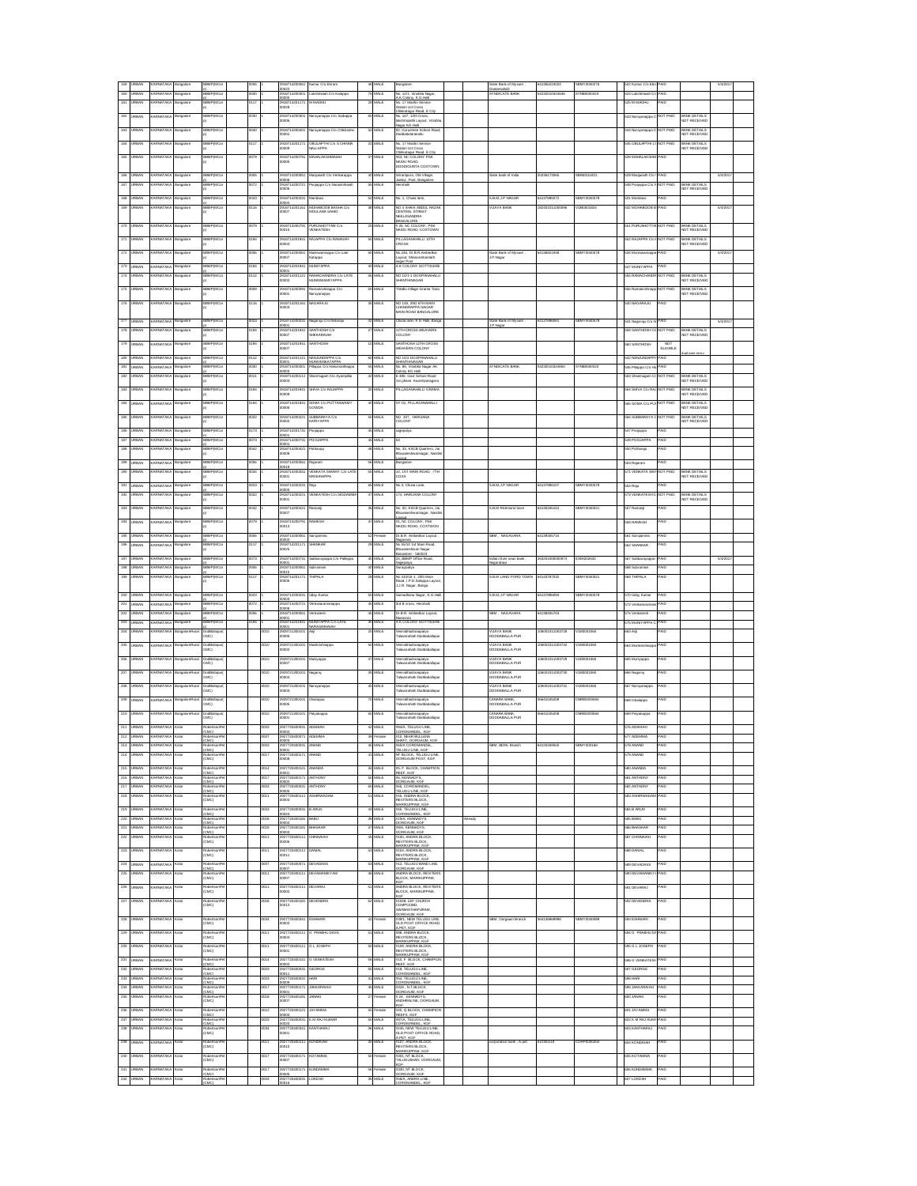| S.No | Area | State | District | ULB | Code | Ward | Survey ID | Name | Age | Gender | Address | Remark | Bank Name | Account No. | IFSC | Ref. | Status | Remarks | Date |
|---|---|---|---|---|---|---|---|---|---|---|---|---|---|---|---|---|---|---|---|
| 159 | URBAN | KARNATAKA | Bangalore | BBMP(NCo) | 0080 | 1 | 292071430901 00002 | Kumar C/o Eiram | 48 | MALE | Bangalore | | State Bank of Mysore, Seeseenahalli | 64109410022 | SBMY0040276 | 522 Kumar C/o Eira | PAID | | 5/4/2017 |
| 160 | URBAN | KARNATAKA | Bangalore | BBMP(NCo) | 0080 | 1 | 292071430901 00005 | Lakshmaiah C/o Krrappa | 75 | MALE | No. 1271, Vinobha Nagar, A.K.Colony, K.G.Halli | | SYNDICATE BANK | 04232210024685 | SYNB0000423 | 523 Lakshmaiah C/o | PAID | | |
| 161 | URBAN | KARNATAKA | Bangalore | BBMP(NCo) | 0117 | 1 | 292071431171 00028 | M MADHU | 29 | MALE | No. 17 Madhu Iseracn Nadan 1st Cross Chikkanagar Road, B City | | | | | 525 M MADHU | PAID | | |
| 162 | URBAN | KARNATAKA | Bangalore | BBMP(NCo) | 0080 | 1 | 292071430901 00005 | Narayanappa C/o Sodappa | 60 | MALE | No. 167, 12th Cross, lakshmipathi Layout, Vinobha Nagar KG Halli | | | | | 533 Narayanappa C | NOT PAID | BANK DETAILS NOT RECEIVED | |
| 163 | URBAN | KARNATAKA | Bangalore | BBMP(NCo) | 0080 | 1 | 292071430901 00001 | Narayanappa C/o Chikkanna | 52 | MALE | 62, Gurushree School Road, Dodbaldaneahlli | | | | | 543 Narayanappa C | NOT PAID | BANK DETAILS NOT RECEIVED | |
| 164 | URBAN | KARNATAKA | Bangalore | BBMP(NCo) | 0117 | 1 | 292071431171 00009 | OBULAPTHI C/o S CHINNA NALLAPPA | 22 | MALE | No. 17 Madhu Iseraon Nadan 1st Cross Chikkanagar Road, B City | | | | | 545 OBULAPTHI C | NOT PAID | BANK DETAILS NOT RECEIVED | |
| 165 | URBAN | KARNATAKA | Bangalore | BBMP(NCo) | 0079 | 1 | 292071430791 00005 | MAHALAKSHMAIAH | 37 | MALE | 863, NC COLONY PSK NAIDU ROAD, DEODIKGUNTA COXTOWN | | | | | 526 MAHALAKSHM | PAID | | |
| 166 | URBAN | KARNATAKA | Bangalore | BBMP(NCo) | 0085 | 1 | 292071430851 00006 | Manjunath C/o Venkatappa | 40 | MALE | Srirampura, Old Village, Jakkur, Post, Bangalore | | State bank of India | 20238173066 | SBIN0011821 | 529 Manjunath C/o | PAID | | 5/4/2017 |
| 167 | URBAN | KARNATAKA | Bangalore | BBMP(NCo) | 0072 | 1 | 292071430721 00006 | Poojappa C/o Narasimhaiah | 55 | MALE | Hennuru | | | | | 540 Poojappa C/o N | NOT PAID | BANK DETAILS NOT RECEIVED | |
| 168 | URBAN | KARNATAKA | Bangalore | BBMP(NCo) | 0022 | 1 | 292071430221 00004 | Manikam | 52 | MALE | No. 1, Chuda lane, | | S.B.M. J.P NAGAR | 64107986972 | SBMY0040578 | 531 Manikam | PAID | | |
| 169 | URBAN | KARNATAKA | Bangalore | BBMP(NCo) | 0116 | 1 | 292071431161 00007 | MOHAMOOB BASHA C/o MOULANA SAHEB | 38 | MALE | NO.4 SHAIK ABDUL RAZAK CENTRAL STREET NEELASANDRA BANGALORE | | VIJAYA BANK | 182401011000098 | VIJB0001824 | 532 MOHABOOB B | PAID | | 5/4/2017 |
| 170 | URBAN | KARNATAKA | Bangalore | BBMP(NCo) | 0079 | 1 | 292071430791 00015 | PURUSHOTTAM C/o VENKATESH | 25 | MALE | T.36, NC COLONY, PSK NAIDU ROAD, COXTOWN | | | | | 551 PURUSHOTTA | NOT PAID | BANK DETAILS NOT RECEIVED | |
| 171 | URBAN | KARNATAKA | Bangalore | BBMP(NCo) | 0194 | 1 | 292071431941 00008 | RAJAPPA C/o RAMAIAH | 50 | MALE | PILLAGANAHALLI 10TH CROSS | | | | | 552 RAJAPPA C/o | NOT PAID | BANK DETAILS NOT RECEIVED | |
| 172 | URBAN | KARNATAKA | Bangalore | BBMP(NCo) | 0080 | 1 | 292071430901 00007 | Muniswamappa C/o Late Katappa | 60 | MALE | No.266, Dr.B.R.Ambedkar Layout, Sikkanankamalli Nagar Post | | State Bank of Mysore, J.P.Nagar | 64108023948 | SBMY0040578 | 534 Muniswamappa | PAID | | 5/4/2017 |
| 173 | URBAN | KARNATAKA | Bangalore | BBMP(NCo) | 0184 | 1 | 292071431841 00001 | MUNIYAPPA | 30 | MALE | A K COLONY BOTTIGERE | | | | | 537 MUNIYAPPA | PAID | | |
| 174 | URBAN | KARNATAKA | Bangalore | BBMP(NCo) | 0112 | 1 | 292071431121 00002 | RAMACHANDRA C/o LATE MUNISWAMAYAPPA | 56 | MALE | NO 12/1-1 DODPANAHALLI SHANTHINAGAR | | | | | 555 RAMACHANDR | NOT PAID | BANK DETAILS NOT RECEIVED | |
| 175 | URBAN | KARNATAKA | Bangalore | BBMP(NCo) | 0089 | 1 | 292071430891 00001 | Ramakrishnappa C/o Narayanappa | 50 | MALE | Thilallu Village Grama Tosu | | | | | 566 Ramakrishnapp | NOT PAID | BANK DETAILS NOT RECEIVED | |
| 176 | URBAN | KARNATAKA | Bangalore | BBMP(NCo) | 0116 | 1 | 292071431161 00003 | NANJARAJU | 35 | MALE | NO 149, 2ND 6TH MAIN CHANDRAPPA NAGAR MAIN ROAD BANGALORE | | | | | 540 NANJARAJU | PAID | | |
| 177 | URBAN | KARNATAKA | Bangalore | BBMP(NCo) | 0022 | 1 | 292071430221 00001 | Nagaraju C/o Nalasiya | 32 | MALE | Chuda lane, K.G.Halli, Bangalore | | State Bank of Mysore, J.P.Nagar | 64107986891 | SBMY0040578 | 541 Nagaraju C/o N | PAID | | 5/4/2017 |
| 178 | URBAN | KARNATAKA | Bangalore | BBMP(NCo) | 0186 | 1 | 292071431861 00007 | SANTHOSH C/o SHEKARAIAH | 27 | MALE | 12TH CROSS WEAVERS COLONY | | | | | 568 SANTHOSH C/o | NOT PAID | BANK DETAILS NOT RECEIVED | |
| 179 | URBAN | KARNATAKA | Bangalore | BBMP(NCo) | 0186 | 1 | 292071431861 00007 | SANTHOSH | 13 | MALE | SANTHOSH 12TH CROSS WEAVERS COLONY | | | | | 560 SANTHOSH | NOT ELIGIBLE | duplicate entry | |
| 180 | URBAN | KARNATAKA | Bangalore | BBMP(NCo) | 0112 | 1 | 292071431121 00001 | NANJUNDAPPA C/o MUNIVENKATAPPA | 60 | MALE | NO 10/2 DODPANAHALLI SHANTHINAGAR | | | | | 542 NANJUNDAPP | PAID | | |
| 181 | URBAN | KARNATAKA | Bangalore | BBMP(NCo) | 0080 | 1 | 292071430901 00003 | Pillappa C/o Hanumanthappa | 55 | MALE | No. 86, Vinobha Nagar AK Colony KG Halli | | SYNDICATE BANK | 04232210024680 | SYNB0000423 | 545 Pillappa C/o Ha | PAID | | |
| 182 | URBAN | KARNATAKA | Bangalore | BBMP(NCo) | 0011 | 1 | 292071430112 00003 | Manjunath C/o Ayarapilla | 32 | MALE | D-489, Govindaiah Road 3rd phase Kaveripuragara | | | | | 563 Manjunath C/o | NOT PAID | BANK DETAILS NOT RECEIVED | |
| 183 | URBAN | KARNATAKA | Bangalore | BBMP(NCo) | 0194 | 1 | 292071431941 00009 | SHIVA C/o RAJAPPA | 30 | MALE | PILLAGANAHALLI GRAMA | | | | | 563 SHIVA C/o RAJ | NOT PAID | BANK DETAILS NOT RECEIVED | |
| 184 | URBAN | KARNATAKA | Bangalore | BBMP(NCo) | 0194 | 1 | 292071431941 00009 | SOMA C/o PUTTASWAMY GOWDA | 45 | MALE | 97-01, PILLAGANAHALLI | | | | | 565 SOMA C/o PUT | NOT PAID | BANK DETAILS NOT RECEIVED | |
| 185 | URBAN | KARNATAKA | Bangalore | BBMP(NCo) | 0022 | 1 | 292071430221 00002 | SUBBARAYA C/o KARIYAPPA | 50 | MALE | NO. 207, HARIJANA COLONY | | | | | 566 SUBBARAYA C | NOT PAID | BANK DETAILS NOT RECEIVED | |
| 186 | URBAN | KARNATAKA | Bangalore | BBMP(NCo) | 0174 | 1 | 292071431741 00001 | Poojappa | 45 | MALE | Jagrajapa | | | | | 547 Poojappa | PAID | | |
| 187 | URBAN | KARNATAKA | Bangalore | BBMP(NCo) | 0073 | 1 | 292071430731 00002 | POOJAPPA | 45 | MALE | 63 | | | | | 549 POOJAPPA | PAID | | |
| 188 | URBAN | KARNATAKA | Bangalore | BBMP(NCo) | 0042 | 1 | 292071430421 00009 | Pothanna | 48 | MALE | No. 33, KSCB Quarters, Jai Bhuvaneshwarinagar, Nandini Layout | | | | | 550 Pothanna | PAID | | |
| 189 | URBAN | KARNATAKA | Bangalore | BBMP(NCo) | 0086 | 1 | 292071430861 00018 | Rajaram | 50 | MALE | Bangalore | | | | | 553 Rajaram | PAID | | |
| 190 | URBAN | KARNATAKA | Bangalore | BBMP(NCo) | 0034 | 1 | 292071430341 00021 | VENKATA SWAMY C/o LATE KRISHNAPPA | 55 | MALE | 10, 1ST MAIN ROAD, 7TH CROSS | | | | | 571 VENKATA SWA | NOT PAID | BANK DETAILS NOT RECEIVED | |
| 191 | URBAN | KARNATAKA | Bangalore | BBMP(NCo) | 0022 | 1 | 292071430221 00006 | Raja | 45 | MALE | No. 3, Chuda Lane, | | S.B.M. J.P NAGAR | 64107986107 | SBMY0040578 | 554 Raja | PAID | | |
| 192 | URBAN | KARNATAKA | Bangalore | BBMP(NCo) | 0022 | 1 | 292071430221 00001 | VENKATESH C/o SIDDAMMA | 37 | MALE | 174, HARIJANA COLONY | | | | | 572 VENKATESH C | NOT PAID | BANK DETAILS NOT RECEIVED | |
| 193 | URBAN | KARNATAKA | Bangalore | BBMP(NCo) | 0042 | 1 | 292071430421 00007 | Ramanji | 36 | MALE | No. 60, KSCB Quarters, Jai Bhuvaneshwarinagar, Nandini Layout | | S.B.M Rubmand Sevd | 64105345252 | SBMY0040321 | 557 Ramanji | PAID | | |
| 194 | URBAN | KARNATAKA | Bangalore | BBMP(NCo) | 0079 | 1 | 292071430791 00013 | RAMESH | 37 | MALE | 71, NC COLONY, PSK NAIDU ROAD, COXTOWN | | | | | 558 RAMESH | PAID | | |
| 195 | URBAN | KARNATAKA | Bangalore | BBMP(NCo) | 0086 | 1 | 292071430861 00003 | Sarojamma | 52 | Female | Dr.B.R. Ambedkar Layout, Nagavara | | SBM, NAGAVARA | 64108085716 | | 561 Sarojamma | PAID | | |
| 196 | URBAN | KARNATAKA | Bangalore | BBMP(NCo) | 0117 | 1 | 292071431171 00025 | SHANKAR | 29 | MALE | No 56/10 1st Main Road, Bhuvaneshwari Nagar Banaswadi - 560033 | | | | | 562 SHANKAR | PAID | | |
| 197 | URBAN | KARNATAKA | Bangalore | BBMP(NCo) | 0073 | 1 | 292071430731 00002 | Subbarayappa C/o Pillappa | 40 | MALE | 21, BBMP Office Road, Jagajyoti | | Indian Over seas bank, Nagarabavi | 262601000000974 | IOBA0002632 | 567 Subbarayappa | PAID | | 5/4/2017 |
| 198 | URBAN | KARNATAKA | Bangalore | BBMP(NCo) | 0086 | 1 | 292071430861 00015 | Subramani | 40 | MALE | Saraypalya | | | | | 568 Subramani | PAID | | |
| 199 | URBAN | KARNATAKA | Bangalore | BBMP(NCo) | 0117 | 1 | 292071431171 00006 | THIPALA | 28 | MALE | No 910/16-1, 28th Main Road, 1 P.D Sadappa Layout, L.J.R. Nagar, Banga | | S.B.M LANDFORD TOWN | 64107679332 | SBMY0040321 | 569 THIPALA | PAID | | |
| 200 | URBAN | KARNATAKA | Bangalore | BBMP(NCo) | 0022 | 1 | 292071430221 00002 | Uday Kumar | 55 | MALE | Samadhana Nagar, K.G.Halli | | S.B.M. J.P NAGAR | 64107986894 | SBMY0040578 | 570 Uday Kumar | PAID | | |
| 201 | URBAN | KARNATAKA | Bangalore | BBMP(NCo) | 0072 | 1 | 292071430721 00008 | Venkataramanappa | 45 | MALE | 3rd B cross, Hennuru | | | | | 572 Venkataramana | PAID | | |
| 202 | URBAN | KARNATAKA | Bangalore | BBMP(NCo) | 0086 | 1 | 292071430861 00001 | Venkatesh | 40 | MALE | Dr.B.R. Ambedkar Layout, Nagavara | | SBM, NAGAVARA | 64108085763 | | 573 Venkatesh | PAID | | |
| 203 | URBAN | KARNATAKA | Bangalore | BBMP(NCo) | 0184 | 1 | 292071431841 00001 | MUNIYAPPA C/o LATE NARASIMHAIAH | 45 | MALE | A K COLONY BOTTIGERE | | | | | 575 MUNIYAPPA C | PAID | | |
| 204 | URBAN | KARNATAKA | BangaloreRural | Doddballapur(CMC) | | 0010 | 292071300101 00006 | Anji | 25 | MALE | Veerabhadranapalya Taluwarahalli Doddaballapur | | VIJAYA BANK DODDABALLA PUR | 106001011003728 | VIJB0001060 | 583 Anji | PAID | | |
| 205 | URBAN | KARNATAKA | BangaloreRural | Doddballapur(CMC) | | 0010 | 292071300101 00002 | Muniknishnappa | 50 | MALE | Veerabhadranapalya Taluwarahalli Doddaballapur | | VIJAYA BANK DODDABALLA PUR | 106001011003732 | VIJB0001060 | 584 Muniknishnappa | PAID | | |
| 206 | URBAN | KARNATAKA | BangaloreRural | Doddballapur(CMC) | | 0010 | 292071300101 00007 | Muniyappa | 47 | MALE | Veerabhadranapalya Taluwarahalli Doddaballapur | | VIJAYA BANK DODDABALLA PUR | 106001011003729 | VIJB0001060 | 585 Muniyappa | PAID | | |
| 207 | URBAN | KARNATAKA | BangaloreRural | Doddballapur(CMC) | | 0010 | 292071300101 00004 | Nagaraj | 35 | MALE | Veerabhadranapalya Taluwarahalli Doddaballapur | | VIJAYA BANK DODDABALLA PUR | 106001011003730 | VIJB0001060 | 586 Nagaraj | PAID | | |
| 208 | URBAN | KARNATAKA | BangaloreRural | Doddballapur(CMC) | | 0010 | 292071300101 00003 | Narayanappa | 45 | MALE | Veerabhadranapalya Taluwarahalli Doddaballapur | | VIJAYA BANK DODDABALLA PUR | 106001011003731 | VIJB0001060 | 587 Narayanappa | PAID | | |
| 209 | URBAN | KARNATAKA | BangaloreRural | Doddballapur(CMC) | | 0010 | 292071300101 00006 | Obalappa | 75 | MALE | Veerabhadranapalya Taluwarahalli Doddaballapur | | CANARA BANK, DODDABALLA PUR | 0641101045209 | CNRB0000664 | 588 Obalappa | PAID | | |
| 210 | URBAN | KARNATAKA | BangaloreRural | Doddballapur(CMC) | | 0010 | 292071300101 00001 | Patyakappa | 40 | MALE | Veerabhadranapalya Taluwarahalli Doddaballapur | | CANARA BANK, DODDABALLA PUR | 0641101045208 | CNRB0000664 | 589 Patyakappa | PAID | | |
| 211 | URBAN | KARNATAKA | Kolar | RobertsonPM(CMC) | | 0003 | 292772040031 00002 | ADAIAH | 42 | MALE | R4/A, TELUGU LINE, CORONANDEL, KGF | | | | | 576 ADAIAH | PAID | | |
| 212 | URBAN | KARNATAKA | Kolar | RobertsonPM(CMC) | | 0007 | 292772040071 00003 | ADEMMA | 48 | Female | 116, NEAR BULLDOM SHAFT, OORGAUM | | | | | 577 ADEMMA | PAID | | |
| 213 | URBAN | KARNATAKA | Kolar | RobertsonPM(CMC) | | 0003 | 292772040031 00001 | ANAND | 40 | MALE | R8/A CORONANDEL, TELUGU LINE, KGF | | SBM, BEML Branch | 64102369664 | SBMY0040160 | 578 ANAND | PAID | | |
| 214 | URBAN | KARNATAKA | Kolar | RobertsonPM(CMC) | | 0017 | 292772040171 00006 | ANAND | 31 | MALE | NT BLOCK, TELUGU LINE, OORGAUM POST, KGF | | | | | 579 ANAND | PAID | | |
| 215 | URBAN | KARNATAKA | Kolar | RobertsonPM(CMC) | | 0014 | 292772040141 00001 | ANANDA | 34 | MALE | 85, P BLOCK, CHAMPION REEF, KGF | | | | | 580 ANANDA | PAID | | |
| 216 | URBAN | KARNATAKA | Kolar | RobertsonPM(CMC) | | 0017 | 292772040171 00003 | ANTHONY | 50 | MALE | 36, KENNEDY'S, OORGAUM, KGF | | | | | 581 ANTHONY | PAID | | |
| 217 | URBAN | KARNATAKA | Kolar | RobertsonPM(CMC) | | 0003 | 292772040031 00002 | ANTHONY | 60 | MALE | R66, CORONANDEL, TELUGU LINE, KGF | | | | | 582 ANTHONY | PAID | | |
| 218 | URBAN | KARNATAKA | Kolar | RobertsonPM(CMC) | | 0011 | 292772040111 00003 | ASHIRWADAM | 51 | MALE | 743, ANDRA BLOCK, REVTERS BLOCK, MARIKUPPAM, KGF | | | | | 583 ASHIRWADAM | PAID | | |
| 219 | URBAN | KARNATAKA | Kolar | RobertsonPM(CMC) | | 0003 | 292772040031 00001 | B ARUN | 43 | MALE | R26, TELUGU LINE, CORONANDEL, KGF | | | | | 584 B ARUN | PAID | | |
| 220 | URBAN | KARNATAKA | Kolar | RobertsonPM(CMC) | | 0018 | 292772040181 00004 | BABU | 39 | MALE | E16A, KENNEDY'S, OORGAUM, KGF | Already | | | | 585 BABU | PAID | | |
| 221 | URBAN | KARNATAKA | Kolar | RobertsonPM(CMC) | | 0018 | 292772040181 00003 | BHASKAR | 37 | MALE | R56, KENNEDY'S, OORGAUM, KGF | | | | | 586 BHASKAR | PAID | | |
| 222 | URBAN | KARNATAKA | Kolar | RobertsonPM(CMC) | | 0011 | 292772040111 00006 | CHINNAIAH | 45 | MALE | R185, ANDRA BLOCK, REVTERS BLOCK, MARIKUPPAM, KGF | | | | | 587 CHINNAIAH | PAID | | |
| 223 | URBAN | KARNATAKA | Kolar | RobertsonPM(CMC) | | 0011 | 292772040111 00011 | DANIAL | 53 | MALE | 316, ANDRA BLOCK, REVTERS BLOCK, MARIKUPPAM, KGF | | | | | 588 DANIAL | PAID | | |
| 224 | URBAN | KARNATAKA | Kolar | RobertsonPM(CMC) | | 0007 | 292772040071 00007 | DEVADASS | 53 | MALE | 912, TELUGU BAND LINE, OORGAUM, KGF | | | | | 589 DEVADASS | PAID | | |
| 225 | URBAN | KARNATAKA | Kolar | RobertsonPM(CMC) | | 0011 | 292772040111 00007 | DEVAMANIKYAM | 48 | MALE | ANDRA BLOCK, REVTERS BLOCK, MARIKUPPAM, KGF | | | | | 590 DEVAMANIKYA | PAID | | |
| 226 | URBAN | KARNATAKA | Kolar | RobertsonPM(CMC) | | 0011 | 292772040111 00002 | DEVARAJ | 51 | MALE | ANDRA BLOCK, REVTERS BLOCK, MARIKUPPAM, KGF | | | | | 591 DEVARAJ | PAID | | |
| 227 | URBAN | KARNATAKA | Kolar | RobertsonPM(CMC) | | 0018 | 292772040181 00013 | DEVENDRA | 42 | MALE | 91KB, 14/F CHURCH COMPOUND, SWAMIATHAPURAM, OORGAUM, KGF | | | | | 592 DEVENDRA | PAID | | |
| 228 | URBAN | KARNATAKA | Kolar | RobertsonPM(CMC) | | 0034 | 292772040341 00001 | ESHWARI | 32 | Female | 026/1, NEW TELUGU LINE, OLD POST OFFICE ROAD, A.PET, KGF | | SBM, Oorgaum Branch | 64113686990 | SBMY0040089 | 593 ESHWARI | PAID | | |
| 229 | URBAN | KARNATAKA | Kolar | RobertsonPM(CMC) | | 0011 | 292772040111 00003 | G. PRABHU DASS | 51 | MALE | 998, ANDRA BLOCK, REVTERS BLOCK, MARIKUPPAM, KGF | | | | | 594 G. PRABHU DA | PAID | | |
| 230 | URBAN | KARNATAKA | Kolar | RobertsonPM(CMC) | | 0011 | 292772040111 00001 | G L JOSEPH | 50 | MALE | 7135, ANDRA BLOCK, REVTERS BLOCK, MARIKUPPAM, KGF | | | | | 595 G L JOSEPH | PAID | | |
| 231 | URBAN | KARNATAKA | Kolar | RobertsonPM(CMC) | | 0014 | 292772040141 00002 | G VENKATESH | 58 | MALE | 91E, P BLOCK, CHAMPION REEF, KGF | | | | | 596 G VENKATESH | PAID | | |
| 232 | URBAN | KARNATAKA | Kolar | RobertsonPM(CMC) | | 0003 | 292772040031 00011 | GEORGE | 60 | MALE | R18, TELUGU LINE, CORONANDEL, KGF | | | | | 597 GEORGE | PAID | | |
| 233 | URBAN | KARNATAKA | Kolar | RobertsonPM(CMC) | | 0003 | 292772040031 00008 | HARI | 31 | MALE | R54, TELUGU LINE, CORONANDEL, KGF | | | | | 598 HARI | PAID | | |
| 234 | URBAN | KARNATAKA | Kolar | RobertsonPM(CMC) | | 0017 | 292772040171 00002 | JAKKARAIAH | 45 | MALE | K928, N.T.BLOCK, OORGAUM, KGF | | | | | 599 JAKKARAIAH | PAID | | |
| 235 | URBAN | KARNATAKA | Kolar | RobertsonPM(CMC) | | 0018 | 292772040181 00009 | JANAKI | 27 | Female | K16, KENNEDY'S, ANDHRALINE, OORGAUM, KGF | | | | | 600 JANAKI | PAID | | |
| 236 | URBAN | KARNATAKA | Kolar | RobertsonPM(CMC) | | 0012 | 292772040121 00002 | JAYAMMA | 56 | Female | 915, Q BLOCK, CHAMPION REEFS, KGF | | | | | 601 JAYAMMA | PAID | | |
| 237 | URBAN | KARNATAKA | Kolar | RobertsonPM(CMC) | | 0003 | 292772040031 00002 | K M RAJ KUMAR | 60 | MALE | R87A, TELUGU LINE, CORONANDEL, KGF | | | | | 602 K M RAJ KUM | PAID | | |
| 238 | URBAN | KARNATAKA | Kolar | RobertsonPM(CMC) | | 0034 | 292772040341 00002 | KANTHARAJ | 36 | MALE | S095, NEW TELUGU LINE, OLD POST OFFICE ROAD, A.PET, KGF | | | | | 603 KANTHARAJ | PAID | | |
| 239 | URBAN | KARNATAKA | Kolar | RobertsonPM(CMC) | | 0011 | 292772040111 00010 | KONDAIAH | 30 | MALE | 9137, ANDRA BLOCK, REVTERS BLOCK, MARIKUPPAM, KGF | | corporation bank, A.pet | 615901019 | CORP0000250 | 604 KONDAIAH | PAID | | |
| 240 | URBAN | KARNATAKA | Kolar | RobertsonPM(CMC) | | 0017 | 292772040171 00001 | KOTAMMA | 50 | Female | E981, NT BLOCK, TALUGUBANI, OORGAUM, KGF | | | | | 605 KOTAMMA | PAID | | |
| 241 | URBAN | KARNATAKA | Kolar | RobertsonPM(CMC) | | 0017 | 292772040171 00006 | KUNDAMMA | 56 | Female | E030, NT BLOCK, OORGAUM, KGF | | | | | 606 KUNDAMMA | PAID | | |
| 242 | URBAN | KARNATAKA | Kolar | RobertsonPM(CMC) | | 0003 | 292772040031 00016 | LOKESH | 35 | MALE | RN6A, ANDRA LINE, CORONANDEL, KGF | | | | | 607 LOKESH | PAID | | |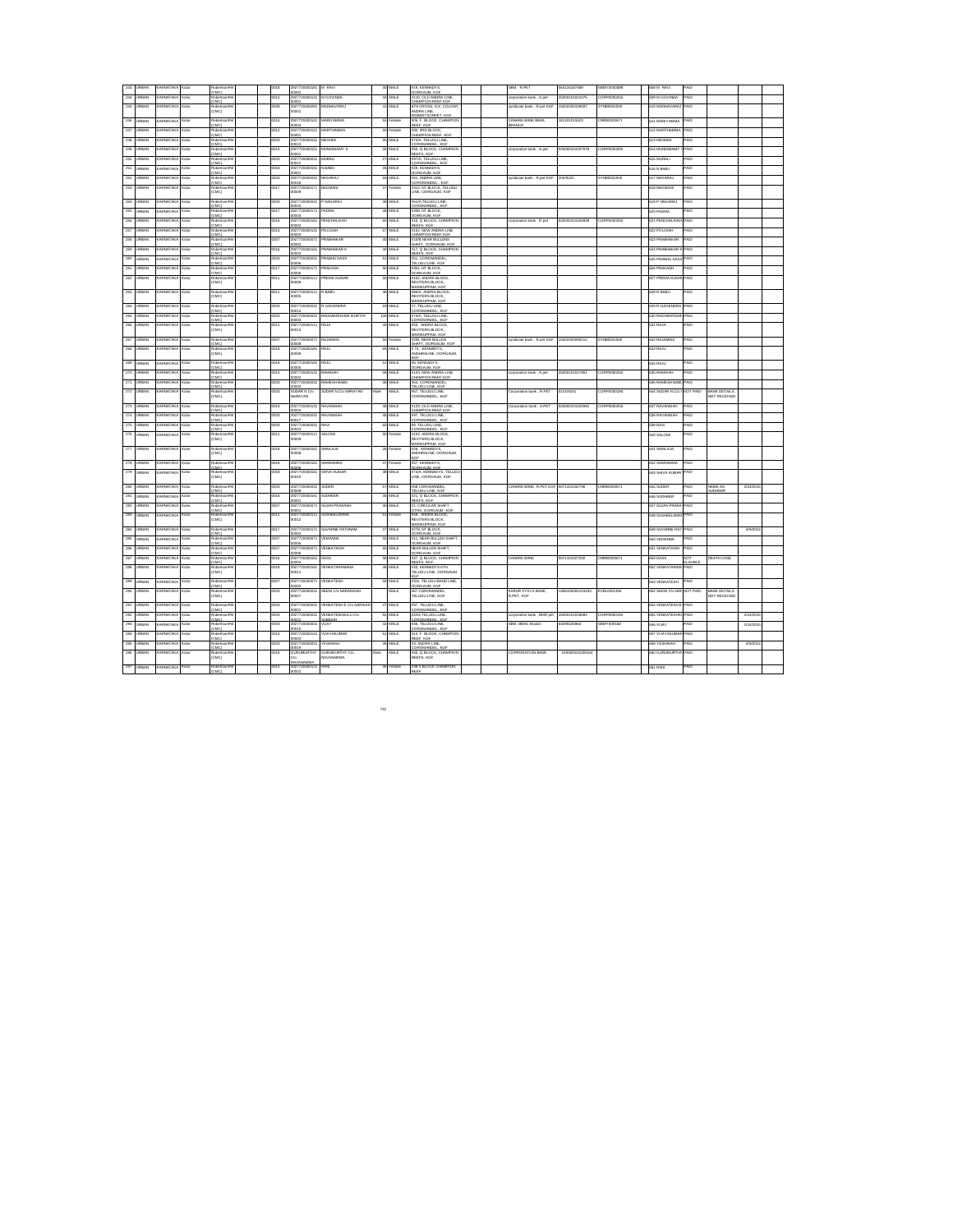| | | | | | | | | | | | | | | | | | | | | | |
|---|---|---|---|---|---|---|---|---|---|---|---|---|---|---|---|---|---|---|---|---|---|
| 233 | URBAN | KARNATAKA | Kolar | RobertsonPet (CMC) | | 0018 | 292772040018100022 | M. RAVI | 30 | MALE | 618, KENNEDYS, OORGAUM, KGF | | SBM, R.PET | 064118167089 | SBMY0040089 | | 609 M. RAVI | PAID | | | |
| 234 | URBAN | KARNATAKA | Kolar | RobertsonPet (CMC) | | 0013 | 292772040013100001 | M GOVINDA | 44 | MALE | #116, OLD ANDRA LINE, CHAMPION REEF KGF | | corporation bank , A.pet | 254800101021075 | CORP0000250 | | 609 M GOVINDA | PAID | | | |
| 235 | URBAN | KARNATAKA | Kolar | RobertsonPet (CMC) | | 0028 | 292772040028100001 | MADHAVARAJ | 41 | MALE | 6TH CROSS, A.K. COLONY, ANDRA LINE, ROBERTSONPET, KGF | | syndicate bank , R.pet KGF | 15402200108597 | SYNB0001500 | | 610 MADHAVARAJ | PAID | | | |
| 236 | URBAN | KARNATAKA | Kolar | RobertsonPet (CMC) | | 0014 | 292772040014100004 | MARIYAMMA | 55 | Female | 806, K BLOCK, CHAMPION REEF, KGF | | CANARA BANK BEML BRANCH | 1611101016023 | CNRB0000671 | | 611 MARIYAMMA | PAID | | | |
| 237 | URBAN | KARNATAKA | Kolar | RobertsonPet (CMC) | | 0012 | 292772040012100003 | MARTHAMMA | 60 | Female | 930, 3RD BLOCK, CHAMPION REEF, KGF | | | | | | 612 MARTHAMMA | PAID | | | |
| 238 | URBAN | KARNATAKA | Kolar | RobertsonPet (CMC) | | 0003 | 292772040003100012 | MEGHAK | 35 | MALE | F72A, TELUGU LINE, CORORMANDEL, KGF | | | | | | 613 MEGHAK | PAID | | | |
| 239 | URBAN | KARNATAKA | Kolar | RobertsonPet (CMC) | | 0016 | 292772040016100003 | MUNISWAMY S | 35 | MALE | 958, Q BLOCK, CHAMPION REEFS, KGF | | corporation bank , A.pet | 025000101027079 | CORP0000250 | | 614 MUNISWAMY | PAID | | | |
| 240 | URBAN | KARNATAKA | Kolar | RobertsonPet (CMC) | | 0003 | 292772040003100012 | MURALI | 27 | MALE | #47A, TELUGU LINE, CORORMANDEL, KGF | | | | | | 615 MURALI | PAID | | | |
| 241 | URBAN | KARNATAKA | Kolar | RobertsonPet (CMC) | | 0018 | 292772040018100007 | N BABU | 35 | MALE | 628, KENNEDYS, OORGAUM, KGF | | | | | | 616 N BABU | PAID | | | |
| 242 | URBAN | KARNATAKA | Kolar | RobertsonPet (CMC) | | 0003 | 292772040003100018 | NAGARAJ | 55 | MALE | 741, ANDRA LINE, CORORMANDEL, KGF | | syndicate bank , R.pet KGF | 20378222 | SYNB0001500 | | 617 NAGARAJ | PAID | | | |
| 243 | URBAN | KARNATAKA | Kolar | RobertsonPet (CMC) | | 0017 | 292772040017100009 | NAGMANI | 37 | Female | 5112, NT BLOCK, TELUGU LINE, OORGAUM, KGF | | | | | | 618 NAGMANI | PAID | | | |
| 244 | URBAN | KARNATAKA | Kolar | RobertsonPet (CMC) | | 0003 | 292772040003100025 | P NAGARAJ | 48 | MALE | 952A,TELUGU LINE, CORORMANDEL, KGF | | | | | | 619 P NAGARAJ | PAID | | | |
| 245 | URBAN | KARNATAKA | Kolar | RobertsonPet (CMC) | | 0017 | 292772040017100003 | PADMA | 48 | MALE | 5306, NT BLOCK, OORGAUM, KGF | | | | | | 620 PADMA | PAID | | | |
| 246 | URBAN | KARNATAKA | Kolar | RobertsonPet (CMC) | | 0016 | 292772040016100002 | PENCHALAIAH | 60 | MALE | 916, Q BLOCK, CHAMPION REEFS, KGF | | corporation bank , R.pet | 025000101026839 | CORP0000250 | | 621 PENCHALAIAH | PAID | | | |
| 247 | URBAN | KARNATAKA | Kolar | RobertsonPet (CMC) | | 0013 | 292772040013100005 | POLOIAH | 57 | MALE | #162, NEW ANDRA LINE, CHAMPION REEF KGF | | | | | | 622 POLOIAH | PAID | | | |
| 248 | URBAN | KARNATAKA | Kolar | RobertsonPet (CMC) | | 0007 | 292772040007100004 | PRABHAKAR | 42 | MALE | #22/8 NEAR BULLENS SHAFT, OORGAUM, KGF | | | | | | 623 PRABHAKAR | PAID | | | |
| 249 | URBAN | KARNATAKA | Kolar | RobertsonPet (CMC) | | 0016 | 292772040016100007 | PRABHAKAR K | 48 | MALE | 917, Q BLOCK, CHAMPION REEFS, KGF | | | | | | 624 PRABHAKAR K | PAID | | | |
| 250 | URBAN | KARNATAKA | Kolar | RobertsonPet (CMC) | | 0003 | 292772040003100006 | PRABHU DASS | 51 | MALE | 951, CORORMANDEL, TELUGU LINE, KGF | | | | | | 625 PRABHU DASS | PAID | | | |
| 251 | URBAN | KARNATAKA | Kolar | RobertsonPet (CMC) | | 0017 | 292772040017100006 | PRAKASH | 60 | MALE | 5351, NT BLOCK, OORGAUM, KGF | | | | | | 626 PRAKASH | PAID | | | |
| 252 | URBAN | KARNATAKA | Kolar | RobertsonPet (CMC) | | 0011 | 292772040011100008 | PREMA KUMAR | 50 | MALE | #102, ANDRA BLOCK, REVTERS BLOCK, MARIKUPPAM, KGF | | | | | | 627 PREMA KUMAR | PAID | | | |
| 253 | URBAN | KARNATAKA | Kolar | RobertsonPet (CMC) | | 0011 | 292772040011100005 | R BABU | 48 | MALE | #80A, ANDRA BLOCK, REVTERS BLOCK, MARIKUPPAM, KGF | | | | | | 628 R BABU | PAID | | | |
| 254 | URBAN | KARNATAKA | Kolar | RobertsonPet (CMC) | | 0003 | 292772040003100014 | R GAGENDRA | 50 | MALE | 77, TELUGU LINE, CORORMANDEL, KGF | | | | | | 629 R GAGENDRA | PAID | | | |
| 255 | URBAN | KARNATAKA | Kolar | RobertsonPet (CMC) | | 0003 | 292772040003100003 | RADHAKRISHNA MURTHY | 100 | MALE | F72A, TELUGU LINE, CORORMANDEL, KGF | | | | | | 630 RADHAKRISHNA | PAID | | | |
| 256 | URBAN | KARNATAKA | Kolar | RobertsonPet (CMC) | | 0011 | 292772040011100013 | RAJA | 40 | MALE | #56, ANDRA BLOCK, REVTERS BLOCK, MARIKUPPAM, KGF | | | | | | 631 RAJA | PAID | | | |
| 257 | URBAN | KARNATAKA | Kolar | RobertsonPet (CMC) | | 0007 | 292772040007100008 | RAJAMMA | 50 | Female | 5/36, NEAR BULLEN SHAFT, OORGAUM, KGF | | syndicate bank , R.pet KGF | 15402200095212 | SYNB0001500 | | 632 RAJAMMA | PAID | | | |
| 258 | URBAN | KARNATAKA | Kolar | RobertsonPet (CMC) | | 0018 | 292772040018100009 | RAJU | 65 | MALE | F 74, KENNEDYS, ANDHRALINE, OORGAUM, KGF | | | | | | 633 RAJU | PAID | | | |
| 259 | URBAN | KARNATAKA | Kolar | RobertsonPet (CMC) | | 0018 | 292772040018100005 | RAJU | 51 | MALE | 66, KENNEDY'S, OORGAUM, KGF | | | | | | 634 RAJU | PAID | | | |
| 260 | URBAN | KARNATAKA | Kolar | RobertsonPet (CMC) | | 0013 | 292772040013100002 | RAMAIAH | 58 | MALE | #142, NEW ANDRA LINE, CHAMPION REEF KGF | | corporation bank , A.pet | 254800101017561 | CORP0000250 | | 635 RAMAIAH | PAID | | | |
| 261 | URBAN | KARNATAKA | Kolar | RobertsonPet (CMC) | | 0003 | 292772040003100004 | RAMESH BABU | 38 | MALE | #56, CORORMANDEL, TELUGU LINE, KGF | | | | | | 636 RAMESH BABU | PAID | | | |
| 262 | URBAN | KARNATAKA | Kolar | RobertsonPet (CMC) | | 0003 | SUDARI N C/o NARAYAN | SUDARI N C/o NARAYAN | Male | MALE | 857, TELUGU LINE, CORORMANDEL, KGF | | Corporation bank , R.PET | 013/20421 | CORP0000194 | | 640 SUDARI N C/o | NOT PAID | BANK DETAILS NOT RECEIVED | | |
| 263 | URBAN | KARNATAKA | Kolar | RobertsonPet (CMC) | | 0013 | 292772040013100016 | RAVANAIAH | 68 | MALE | 9120, OLD ANDRA LINE, CHAMPION REEF KGF | | Corporation bank , A.PET | 025000101022441 | CORP0000250 | | 637 RAVANAIAH | PAID | | | |
| 264 | URBAN | KARNATAKA | Kolar | RobertsonPet (CMC) | | 0003 | 292772040003100017 | RAVANAIAH | 45 | MALE | 897, TELUGU LINE, CORORMANDEL, KGF | | | | | | 638 RAVANAIAH | PAID | | | |
| 265 | URBAN | KARNATAKA | Kolar | RobertsonPet (CMC) | | 0003 | 292772040003100019 | RAVI | 40 | MALE | 86, TELUGU LINE, CORORMANDEL, KGF | | | | | | 639 RAVI | PAID | | | |
| 266 | URBAN | KARNATAKA | Kolar | RobertsonPet (CMC) | | 0011 | 292772040011100008 | SALOMI | 50 | Female | #105, ANDRA BLOCK, REVTERS BLOCK, MARIKUPPAM, KGF | | | | | | 640 SALOMI | PAID | | | |
| 267 | URBAN | KARNATAKA | Kolar | RobertsonPet (CMC) | | 0018 | 292772040018100008 | SHAILAJA | 28 | Female | 626, KENNEDYS, ANDHRALINE, OORGAUM, KGF | | | | | | 641 SHAILAJA | PAID | | | |
| 268 | URBAN | KARNATAKA | Kolar | RobertsonPet (CMC) | | 0018 | 292772040018100006 | SHARAMMA | 47 | Female | 857, KENNEDYS, OORGAUM, KGF | | | | | | 642 SHARAMMA | PAID | | | |
| 269 | URBAN | KARNATAKA | Kolar | RobertsonPet (CMC) | | 0018 | 292772040018100010 | SHIVA KUMAR | 38 | MALE | F76A, KENNEDYS, TELUGU LINE, OORGAUM, KGF | | | | | | 643 SHIVA KUMAR | PAID | | | |
| 270 | URBAN | KARNATAKA | Kolar | RobertsonPet (CMC) | | 0003 | 292772040003100008 | SUDEER | 57 | MALE | 968 CORORMANDEL, TELUGU LINE, KGF | | CANARA BANK, R.PET KGF | 0671101002796 | CNRB0000671 | | 645 SUDEER | PAID | NAME AS SUDHEER | 2/24/2015 | |
| 271 | URBAN | KARNATAKA | Kolar | RobertsonPet (CMC) | | 0016 | 292772040016100002 | SUDHEER | 30 | MALE | 831, Q BLOCK, CHAMPION REEFS, KGF | | | | | | 646 SUDHEER | PAID | | | |
| 272 | URBAN | KARNATAKA | Kolar | RobertsonPet (CMC) | | 0007 | 292772040007100002 | SUJAN PRAKASH | 30 | MALE | 61, CYRILLINE SHAFT QTRS, OORGAUM, KGF | | | | | | 647 SUJAN PRAKASH | PAID | | | |
| 273 | URBAN | KARNATAKA | Kolar | RobertsonPet (CMC) | | 0011 | 292772040011100012 | SUSHEELAMMA | 51 | Female | #58, ANDRA BLOCK, REVTERS BLOCK, MARIKUPPAM, KGF | | | | | | 648 SUSHEELAMMA | PAID | | | |
| 274 | URBAN | KARNATAKA | Kolar | RobertsonPet (CMC) | | 0017 | 292772040017100004 | SUVARNE RATHNAM | 37 | MALE | 5291 NT BLOCK, OORGAUM, KGF | | | | | | 649 SUVARNE RATHNAM | PAID | | 8/9/2014 | |
| 275 | URBAN | KARNATAKA | Kolar | RobertsonPet (CMC) | | 0007 | 292772040007100005 | VENKANNA | 56 | MALE | 611 NEAR BULLEN SHAFT, OORGAUM, KGF | | | | | | 650 VENKANNA | PAID | | | |
| 276 | URBAN | KARNATAKA | Kolar | RobertsonPet (CMC) | | 0007 | 292772040007100006 | VENKATAIAH | 58 | MALE | NEAR BULLEN SHAFT, OORGAUM, KGF | | | | | | 651 VENKATAIAH | PAID | | | |
| 277 | URBAN | KARNATAKA | Kolar | RobertsonPet (CMC) | | 0016 | 292772040016100004 | DASS | 58 | MALE | 927, Q BLOCK, CHAMPION REEFS, KGF | | CANARA BANK | 0671101027530 | CNRB0000671 | | 669 DASS | NOT ELIGIBLE | DEATH CASE | | |
| 278 | URBAN | KARNATAKA | Kolar | RobertsonPet (CMC) | | 0018 | 292772040018100011 | VENKATARAMANA | 30 | MALE | 633, KENNEDYS 6TH TELUGU LINE, OORGAUM, KGF | | | | | | 652 VENKATARAMANA | PAID | | | |
| 279 | URBAN | KARNATAKA | Kolar | RobertsonPet (CMC) | | 0007 | 292772040007100002 | VENKATESH | 50 | MALE | 23A, TELUGU BAND LINE, OORGAUM, KGF | | | | | | 653 VENKATESH | PAID | | | |
| 280 | URBAN | KARNATAKA | Kolar | RobertsonPet (CMC) | | 0003 | 292772040003100007 | SEENI C/o NARASAIAH | | MALE | 857 CORORMANDEL, TELUGU LINE, KGF | | KARUR VYSYA BANK, R.PET, KGF | 1306156000226322 | KVBL0001306 | | 662 SEENI C/o NARASAIAH | NOT PAID | BANK DETAILS NOT RECEIVED | | |
| 281 | URBAN | KARNATAKA | Kolar | RobertsonPet (CMC) | | 0003 | 292772040003100020 | VENKATESH B C/o NARASAIAH | 47 | MALE | 867, TELUGU LINE, CORORMANDEL, KGF | | | | | | 654 VENKATESH B | PAID | | | |
| 282 | URBAN | KARNATAKA | Kolar | RobertsonPet (CMC) | | 0003 | 292772040003100020 | VENKATESHULU C/o SUBBAIAH | 32 | MALE | 9202 TELUGU LINE, CORORMANDEL, KGF | | corporation bank , BMR pet | 194000101018080 | CORP0000194 | | 655 VENKATESHULU | PAID | | 2/24/2015 | |
| 283 | URBAN | KARNATAKA | Kolar | RobertsonPet (CMC) | | 0003 | 292772040003100015 | VIJAY | 42 | MALE | 936, TELUGU LINE, CORORMANDEL, KGF | | SBM, BEML Branch | 64090254864 | SBMY0000188 | | 656 VIJAY | PAID | | 2/24/2015 | |
| 284 | URBAN | KARNATAKA | Kolar | RobertsonPet (CMC) | | 0014 | 292772040014100003 | VIJAYAKUMAR | 51 | MALE | 931 F BLOCK, CHAMPION REEF, KGF | | | | | | 657 VIJAYAKUMAR | PAID | | | |
| 285 | URBAN | KARNATAKA | Kolar | RobertsonPet (CMC) | | 0003 | 292772040003100016 | YESHAIAH | 35 | MALE | 83, ANDRA LINE, CORORMANDEL, KGF | | | | | | 658 YESHAIAH | PAID | | 8/9/2014 | |
| 286 | URBAN | KARNATAKA | Kolar | RobertsonPet (CMC) | | 0016 | GURUMURTHY C/o RAVANAMMA | GURUMURTHY C/o RAVANAMMA | Male | MALE | 935, Q BLOCK, CHAMPION REEFS, KGF | | CORPORATION BANK | 018400101026164 | | | 660 GURUMURTHY | PAID | | | |
| 287 | URBAN | KARNATAKA | Kolar | RobertsonPet (CMC) | | 0012 | 292772040012100002 | RANI | 39 | Female | 938 3 BLOCK CHAMPION REEF | | | | | | 681 RANI | PAID | | | |